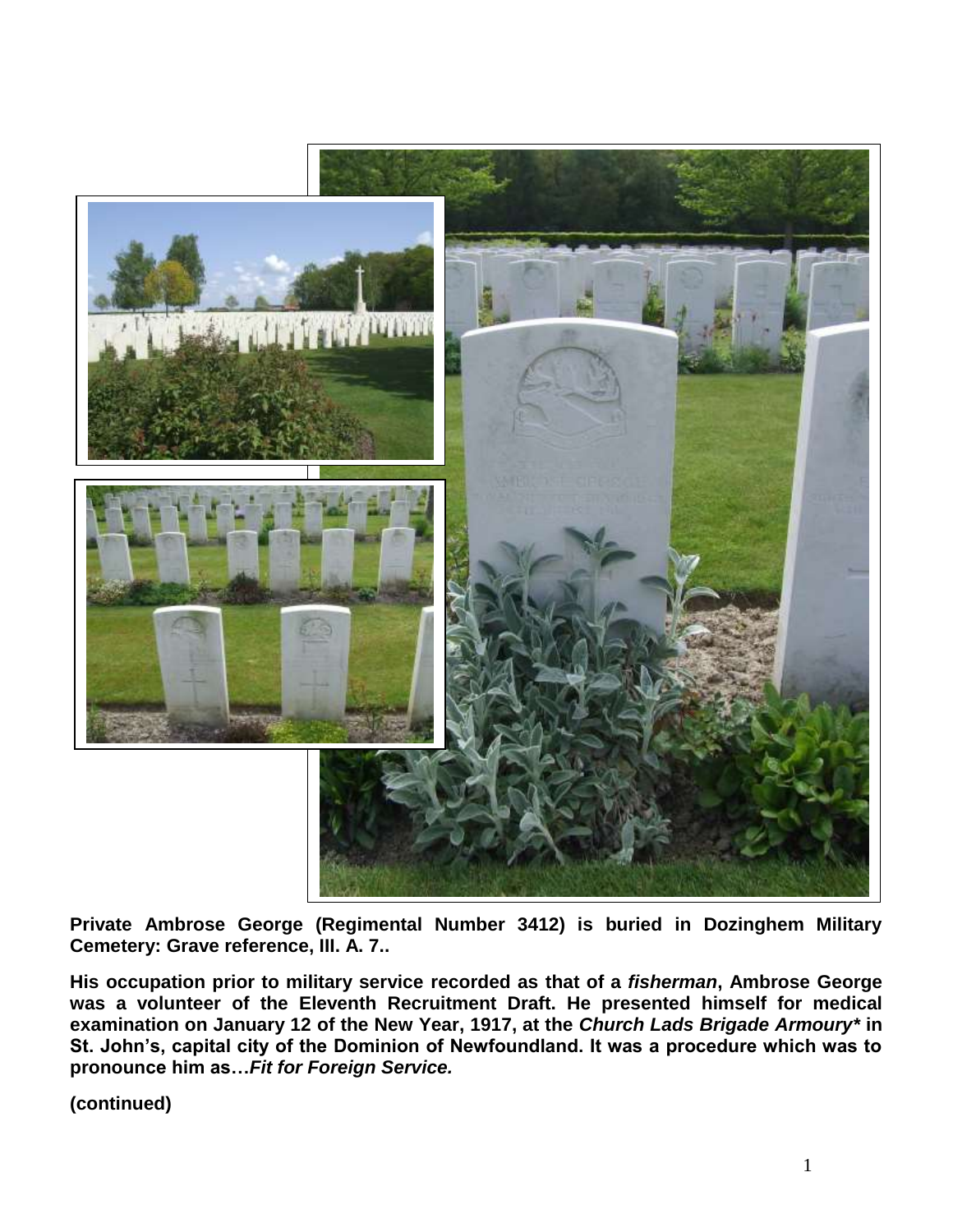**Private Ambrose George (Regimental Number 3412) is buried in Dozinghem Military Cemetery: Grave reference, III. A. 7..**

**His occupation prior to military service recorded as that of a *fisherman*, Ambrose George was a volunteer of the Eleventh Recruitment Draft. He presented himself for medical examination on January 12 of the New Year, 1917, at the *Church Lads Brigade Armoury** in St. John's, capital city of the Dominion of Newfoundland. It was a procedure which was to pronounce him as…*Fit for Foreign Service.***

**(continued)**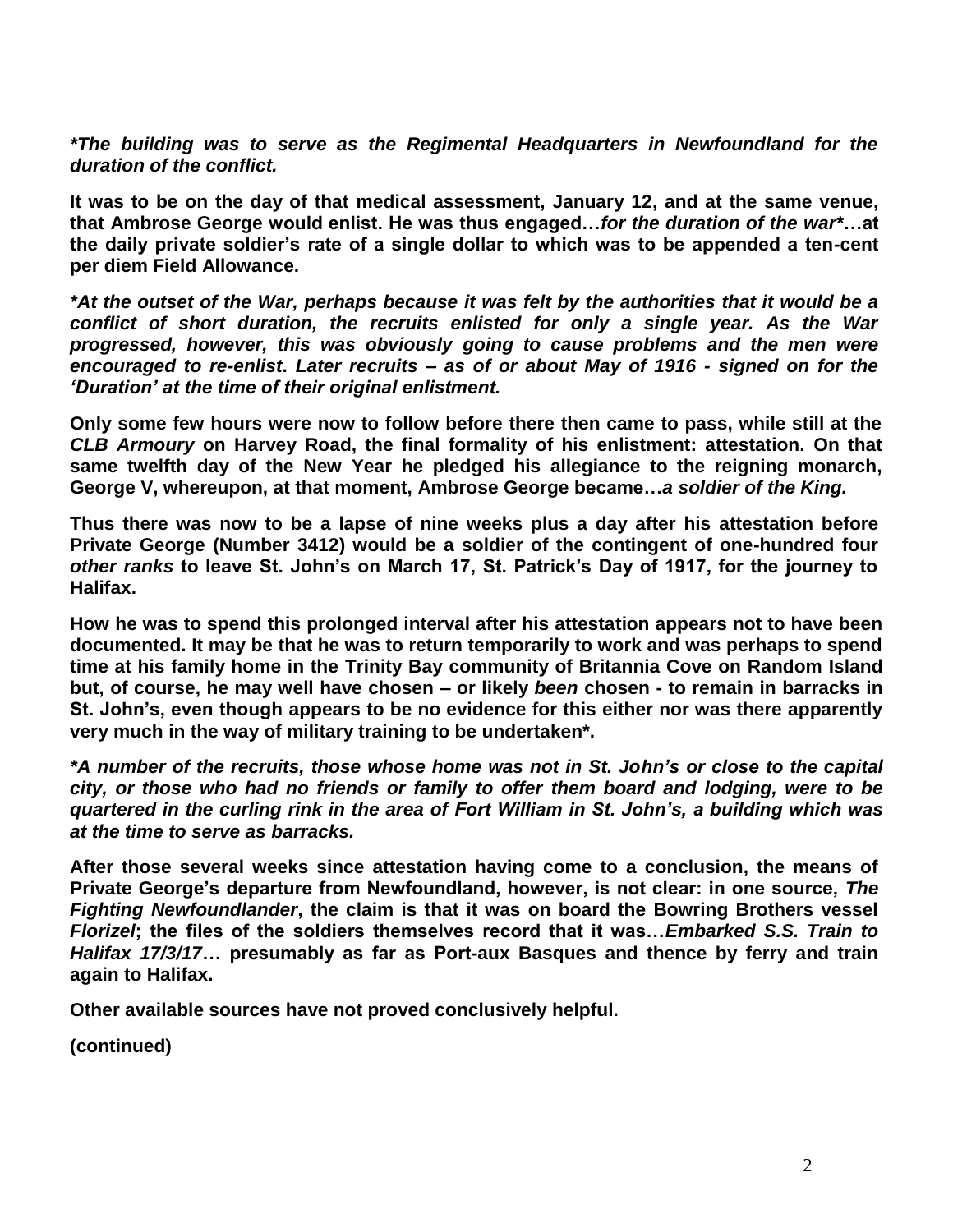***The building was to serve as the Regimental Headquarters in Newfoundland for the duration of the conflict.***

**It was to be on the day of that medical assessment, January 12, and at the same venue, that Ambrose George would enlist. He was thus engaged…*for the duration of the war****…at the daily private soldier's rate of a single dollar to which was to be appended a ten-cent per diem Field Allowance.**

***At the outset of the War, perhaps because it was felt by the authorities that it would be a conflict of short duration, the recruits enlisted for only a single year. As the War progressed, however, this was obviously going to cause problems and the men were encouraged to re-enlist. Later recruits – as of or about May of 1916 - signed on for the 'Duration' at the time of their original enlistment.***

**Only some few hours were now to follow before there then came to pass, while still at the *CLB Armoury* on Harvey Road, the final formality of his enlistment: attestation. On that same twelfth day of the New Year he pledged his allegiance to the reigning monarch, George V, whereupon, at that moment, Ambrose George became…*a soldier of the King.***

**Thus there was now to be a lapse of nine weeks plus a day after his attestation before Private George (Number 3412) would be a soldier of the contingent of one-hundred four *other ranks* to leave St. John's on March 17, St. Patrick's Day of 1917, for the journey to Halifax.**

**How he was to spend this prolonged interval after his attestation appears not to have been documented. It may be that he was to return temporarily to work and was perhaps to spend time at his family home in the Trinity Bay community of Britannia Cove on Random Island but, of course, he may well have chosen – or likely *been* chosen - to remain in barracks in St. John's, even though appears to be no evidence for this either nor was there apparently very much in the way of military training to be undertaken*.**

***A number of the recruits, those whose home was not in St. John's or close to the capital city, or those who had no friends or family to offer them board and lodging, were to be quartered in the curling rink in the area of Fort William in St. John's, a building which was at the time to serve as barracks.***

**After those several weeks since attestation having come to a conclusion, the means of Private George's departure from Newfoundland, however, is not clear: in one source, *The Fighting Newfoundlander*, the claim is that it was on board the Bowring Brothers vessel *Florizel*; the files of the soldiers themselves record that it was…*Embarked S.S. Train to Halifax 17/3/17*… presumably as far as Port-aux Basques and thence by ferry and train again to Halifax.**

**Other available sources have not proved conclusively helpful.**

**(continued)**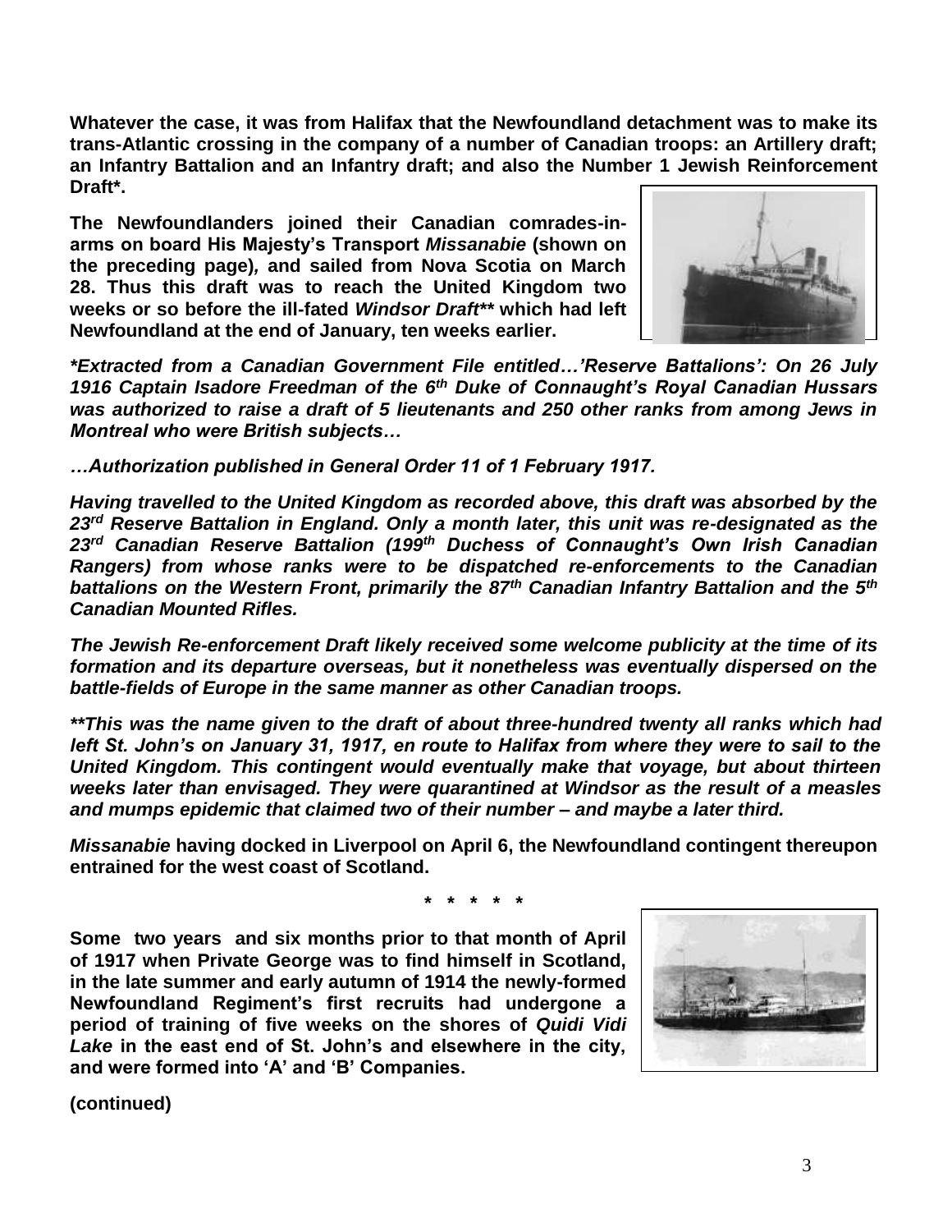**Whatever the case, it was from Halifax that the Newfoundland detachment was to make its trans-Atlantic crossing in the company of a number of Canadian troops: an Artillery draft; an Infantry Battalion and an Infantry draft; and also the Number 1 Jewish Reinforcement Draft\*.**

**The Newfoundlanders joined their Canadian comrades-in-arms on board His Majesty's Transport *Missanabie* (shown on the preceding page), and sailed from Nova Scotia on March 28. Thus this draft was to reach the United Kingdom two weeks or so before the ill-fated *Windsor Draft*\*\* which had left Newfoundland at the end of January, ten weeks earlier.**

***\*Extracted from a Canadian Government File entitled…'Reserve Battalions': On 26 July 1916 Captain Isadore Freedman of the 6th Duke of Connaught's Royal Canadian Hussars was authorized to raise a draft of 5 lieutenants and 250 other ranks from among Jews in Montreal who were British subjects…***

***…Authorization published in General Order 11 of 1 February 1917.***

***Having travelled to the United Kingdom as recorded above, this draft was absorbed by the 23rd Reserve Battalion in England. Only a month later, this unit was re-designated as the 23rd Canadian Reserve Battalion (199th Duchess of Connaught's Own Irish Canadian Rangers) from whose ranks were to be dispatched re-enforcements to the Canadian battalions on the Western Front, primarily the 87th Canadian Infantry Battalion and the 5th Canadian Mounted Rifles.***

***The Jewish Re-enforcement Draft likely received some welcome publicity at the time of its formation and its departure overseas, but it nonetheless was eventually dispersed on the battle-fields of Europe in the same manner as other Canadian troops.***

***\*\*This was the name given to the draft of about three-hundred twenty all ranks which had left St. John's on January 31, 1917, en route to Halifax from where they were to sail to the United Kingdom. This contingent would eventually make that voyage, but about thirteen weeks later than envisaged. They were quarantined at Windsor as the result of a measles and mumps epidemic that claimed two of their number – and maybe a later third.***

***Missanabie* having docked in Liverpool on April 6, the Newfoundland contingent thereupon entrained for the west coast of Scotland.**

\* \* \* \* \*

**Some two years and six months prior to that month of April of 1917 when Private George was to find himself in Scotland, in the late summer and early autumn of 1914 the newly-formed Newfoundland Regiment's first recruits had undergone a period of training of five weeks on the shores of *Quidi Vidi Lake* in the east end of St. John's and elsewhere in the city, and were formed into 'A' and 'B' Companies.**

**(continued)**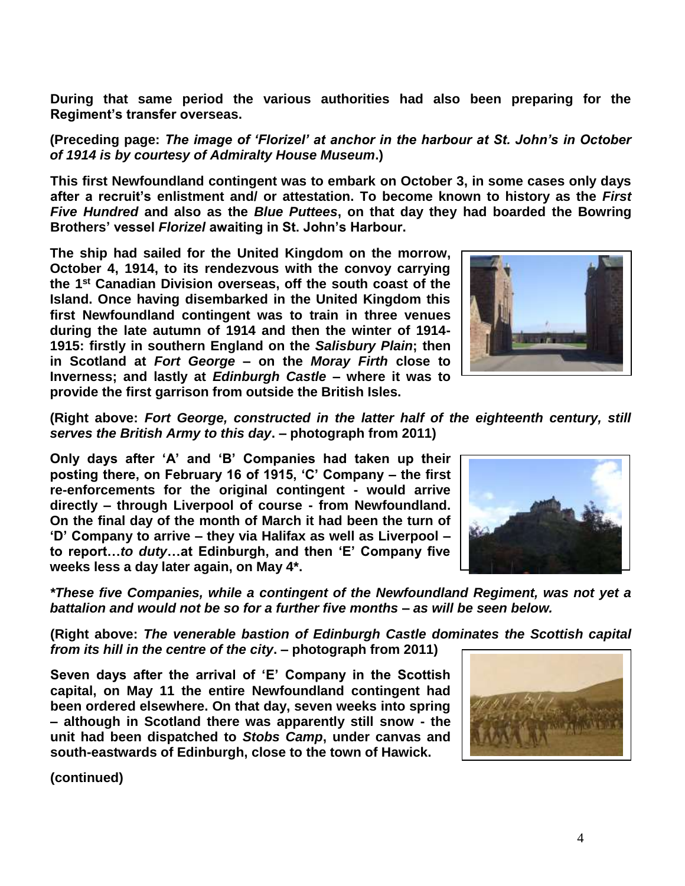**During that same period the various authorities had also been preparing for the Regiment's transfer overseas.**

**(Preceding page:** ***The image of 'Florizel' at anchor in the harbour at St. John's in October of 1914 is by courtesy of Admiralty House Museum*****.)**

**This first Newfoundland contingent was to embark on October 3, in some cases only days after a recruit's enlistment and/ or attestation. To become known to history as the** ***First Five Hundred*** **and also as the** ***Blue Puttees*****, on that day they had boarded the Bowring Brothers' vessel** ***Florizel*** **awaiting in St. John's Harbour.**

**The ship had sailed for the United Kingdom on the morrow, October 4, 1914, to its rendezvous with the convoy carrying the 1st Canadian Division overseas, off the south coast of the Island. Once having disembarked in the United Kingdom this first Newfoundland contingent was to train in three venues during the late autumn of 1914 and then the winter of 1914-1915: firstly in southern England on the** ***Salisbury Plain*****; then in Scotland at** ***Fort George*** **– on the** ***Moray Firth*** **close to Inverness; and lastly at** ***Edinburgh Castle*** **– where it was to provide the first garrison from outside the British Isles.**

**(Right above:** ***Fort George, constructed in the latter half of the eighteenth century, still serves the British Army to this day*****. – photograph from 2011)**

**Only days after 'A' and 'B' Companies had taken up their posting there, on February 16 of 1915, 'C' Company – the first re-enforcements for the original contingent - would arrive directly – through Liverpool of course - from Newfoundland. On the final day of the month of March it had been the turn of 'D' Company to arrive – they via Halifax as well as Liverpool – to report…*****to duty*****…at Edinburgh, and then 'E' Company five weeks less a day later again, on May 4\*.**

***\*These five Companies, while a contingent of the Newfoundland Regiment, was not yet a battalion and would not be so for a further five months – as will be seen below.***

**(Right above:** ***The venerable bastion of Edinburgh Castle dominates the Scottish capital from its hill in the centre of the city*****. – photograph from 2011)**

**Seven days after the arrival of 'E' Company in the Scottish capital, on May 11 the entire Newfoundland contingent had been ordered elsewhere. On that day, seven weeks into spring – although in Scotland there was apparently still snow - the unit had been dispatched to** ***Stobs Camp*****, under canvas and south-eastwards of Edinburgh, close to the town of Hawick.**

**(continued)**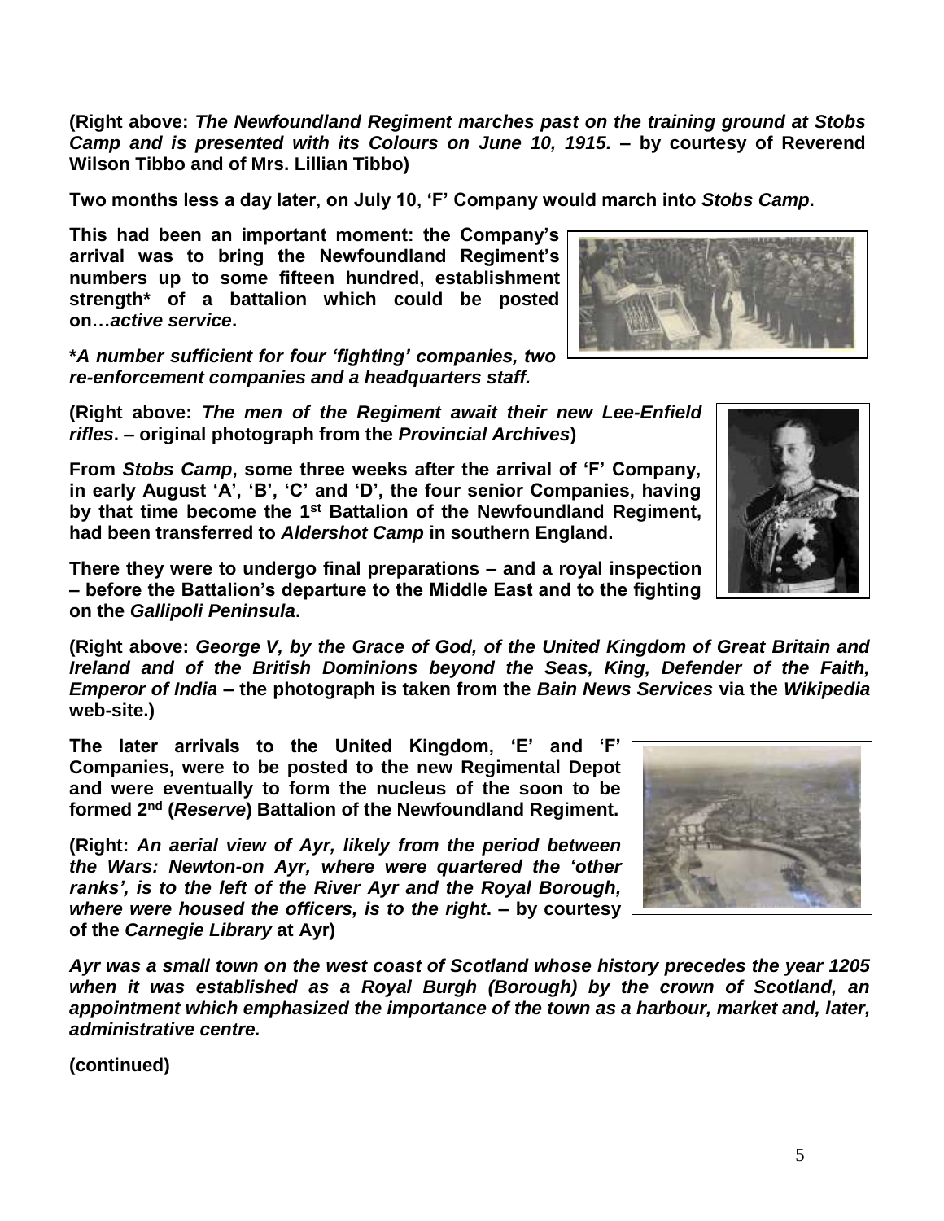**(Right above: *The Newfoundland Regiment marches past on the training ground at Stobs Camp and is presented with its Colours on June 10, 1915.* – by courtesy of Reverend Wilson Tibbo and of Mrs. Lillian Tibbo)**

**Two months less a day later, on July 10, 'F' Company would march into *Stobs Camp*.**

**This had been an important moment: the Company's arrival was to bring the Newfoundland Regiment's numbers up to some fifteen hundred, establishment strength\* of a battalion which could be posted on…*active service*.**

***\*A number sufficient for four 'fighting' companies, two re-enforcement companies and a headquarters staff.***

**(Right above: *The men of the Regiment await their new Lee-Enfield rifles*. – original photograph from the *Provincial Archives*)**

**From *Stobs Camp*, some three weeks after the arrival of 'F' Company, in early August 'A', 'B', 'C' and 'D', the four senior Companies, having by that time become the 1st Battalion of the Newfoundland Regiment, had been transferred to *Aldershot Camp* in southern England.**

**There they were to undergo final preparations – and a royal inspection – before the Battalion's departure to the Middle East and to the fighting on the *Gallipoli Peninsula*.**

**(Right above: *George V, by the Grace of God, of the United Kingdom of Great Britain and Ireland and of the British Dominions beyond the Seas, King, Defender of the Faith, Emperor of India* – the photograph is taken from the *Bain News Services* via the *Wikipedia* web-site.)**

**The later arrivals to the United Kingdom, 'E' and 'F' Companies, were to be posted to the new Regimental Depot and were eventually to form the nucleus of the soon to be formed 2nd (*Reserve*) Battalion of the Newfoundland Regiment.**

**(Right: *An aerial view of Ayr, likely from the period between the Wars: Newton-on Ayr, where were quartered the 'other ranks', is to the left of the River Ayr and the Royal Borough, where were housed the officers, is to the right*. – by courtesy of the *Carnegie Library* at Ayr)**

***Ayr was a small town on the west coast of Scotland whose history precedes the year 1205 when it was established as a Royal Burgh (Borough) by the crown of Scotland, an appointment which emphasized the importance of the town as a harbour, market and, later, administrative centre.***

**(continued)**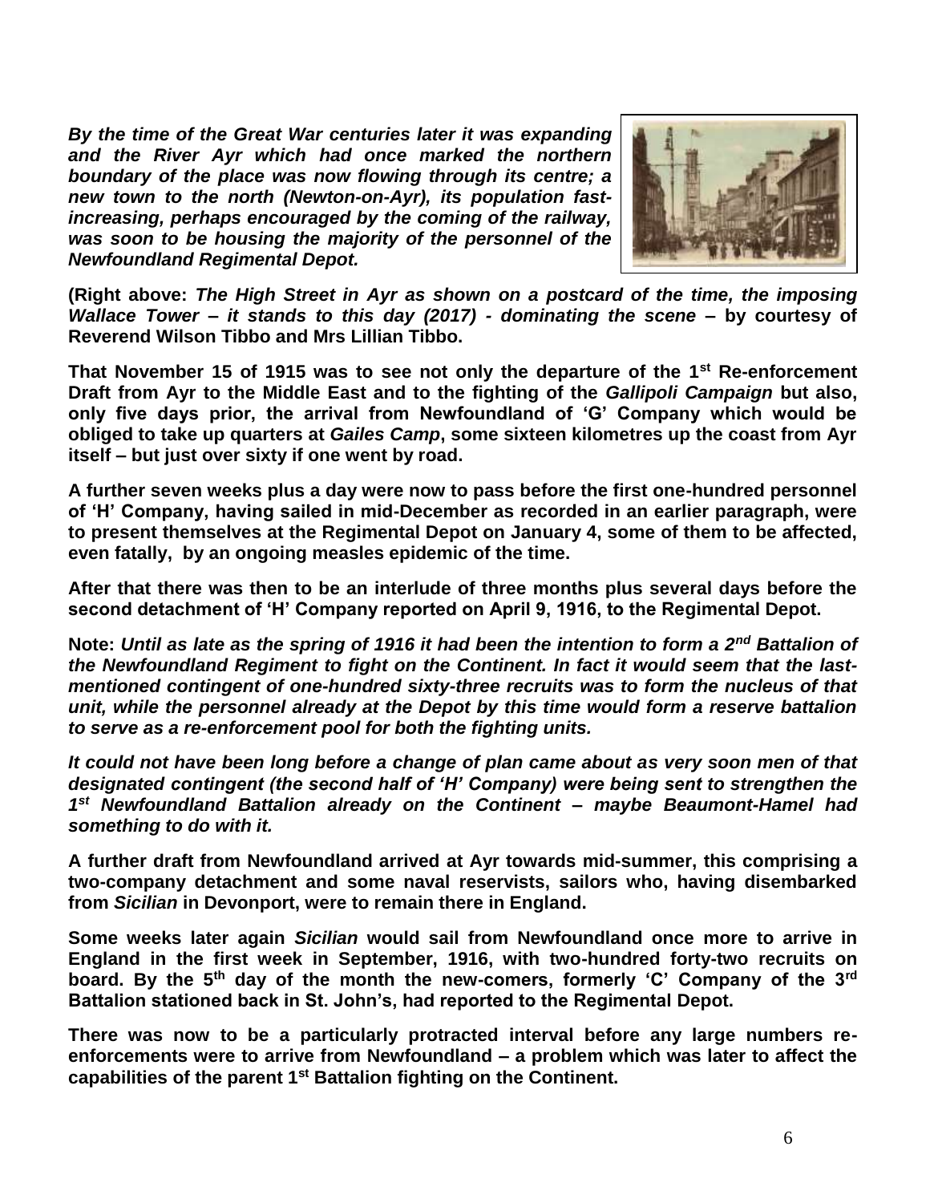***By the time of the Great War centuries later it was expanding and the River Ayr which had once marked the northern boundary of the place was now flowing through its centre; a new town to the north (Newton-on-Ayr), its population fast-increasing, perhaps encouraged by the coming of the railway, was soon to be housing the majority of the personnel of the Newfoundland Regimental Depot.***

**(Right above: *The High Street in Ayr as shown on a postcard of the time, the imposing Wallace Tower – it stands to this day (2017) - dominating the scene* – by courtesy of Reverend Wilson Tibbo and Mrs Lillian Tibbo.**

**That November 15 of 1915 was to see not only the departure of the 1st Re-enforcement Draft from Ayr to the Middle East and to the fighting of the *Gallipoli Campaign* but also, only five days prior, the arrival from Newfoundland of 'G' Company which would be obliged to take up quarters at *Gailes Camp*, some sixteen kilometres up the coast from Ayr itself – but just over sixty if one went by road.**

**A further seven weeks plus a day were now to pass before the first one-hundred personnel of 'H' Company, having sailed in mid-December as recorded in an earlier paragraph, were to present themselves at the Regimental Depot on January 4, some of them to be affected, even fatally, by an ongoing measles epidemic of the time.**

**After that there was then to be an interlude of three months plus several days before the second detachment of 'H' Company reported on April 9, 1916, to the Regimental Depot.**

**Note: *Until as late as the spring of 1916 it had been the intention to form a 2nd Battalion of the Newfoundland Regiment to fight on the Continent. In fact it would seem that the last-mentioned contingent of one-hundred sixty-three recruits was to form the nucleus of that unit, while the personnel already at the Depot by this time would form a reserve battalion to serve as a re-enforcement pool for both the fighting units.***

***It could not have been long before a change of plan came about as very soon men of that designated contingent (the second half of 'H' Company) were being sent to strengthen the 1st Newfoundland Battalion already on the Continent – maybe Beaumont-Hamel had something to do with it.***

**A further draft from Newfoundland arrived at Ayr towards mid-summer, this comprising a two-company detachment and some naval reservists, sailors who, having disembarked from *Sicilian* in Devonport, were to remain there in England.**

**Some weeks later again *Sicilian* would sail from Newfoundland once more to arrive in England in the first week in September, 1916, with two-hundred forty-two recruits on board. By the 5th day of the month the new-comers, formerly 'C' Company of the 3rd Battalion stationed back in St. John's, had reported to the Regimental Depot.**

**There was now to be a particularly protracted interval before any large numbers re-enforcements were to arrive from Newfoundland – a problem which was later to affect the capabilities of the parent 1st Battalion fighting on the Continent.**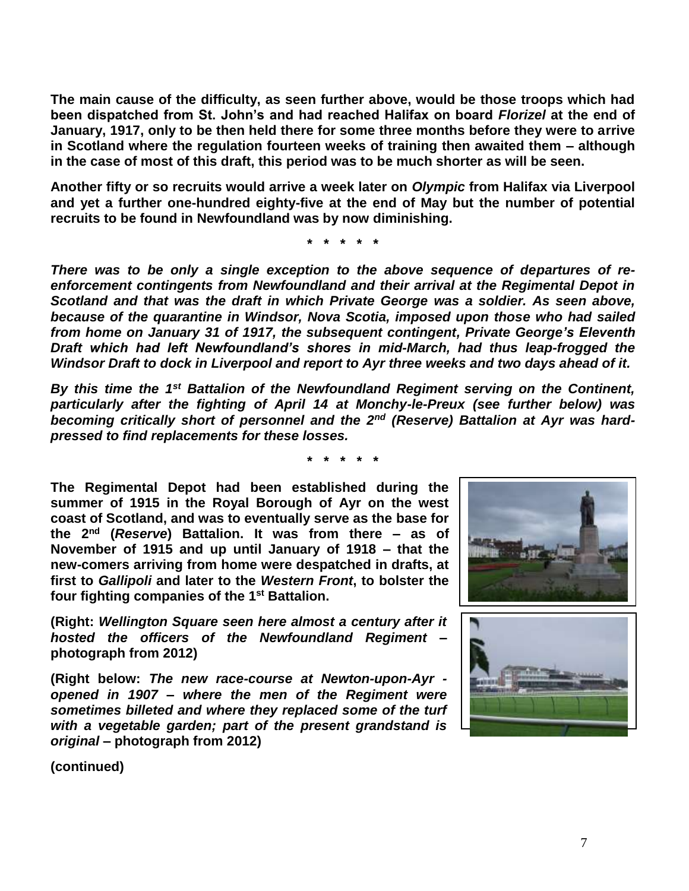**The main cause of the difficulty, as seen further above, would be those troops which had been dispatched from St. John's and had reached Halifax on board *Florizel* at the end of January, 1917, only to be then held there for some three months before they were to arrive in Scotland where the regulation fourteen weeks of training then awaited them – although in the case of most of this draft, this period was to be much shorter as will be seen.**

**Another fifty or so recruits would arrive a week later on *Olympic* from Halifax via Liverpool and yet a further one-hundred eighty-five at the end of May but the number of potential recruits to be found in Newfoundland was by now diminishing.**

**\* \* \* \* \***

***There was to be only a single exception to the above sequence of departures of re-enforcement contingents from Newfoundland and their arrival at the Regimental Depot in Scotland and that was the draft in which Private George was a soldier. As seen above, because of the quarantine in Windsor, Nova Scotia, imposed upon those who had sailed from home on January 31 of 1917, the subsequent contingent, Private George's Eleventh Draft which had left Newfoundland's shores in mid-March, had thus leap-frogged the Windsor Draft to dock in Liverpool and report to Ayr three weeks and two days ahead of it.***

***By this time the 1st Battalion of the Newfoundland Regiment serving on the Continent, particularly after the fighting of April 14 at Monchy-le-Preux (see further below) was becoming critically short of personnel and the 2nd (Reserve) Battalion at Ayr was hard-pressed to find replacements for these losses.***

**\* \* \* \* \***

**The Regimental Depot had been established during the summer of 1915 in the Royal Borough of Ayr on the west coast of Scotland, and was to eventually serve as the base for the 2nd (*Reserve*) Battalion. It was from there – as of November of 1915 and up until January of 1918 – that the new-comers arriving from home were despatched in drafts, at first to *Gallipoli* and later to the *Western Front*, to bolster the four fighting companies of the 1st Battalion.**

**(Right: *Wellington Square seen here almost a century after it hosted the officers of the Newfoundland Regiment* – photograph from 2012)**

**(Right below: *The new race-course at Newton-upon-Ayr - opened in 1907 – where the men of the Regiment were sometimes billeted and where they replaced some of the turf with a vegetable garden; part of the present grandstand is original* – photograph from 2012)**

**(continued)**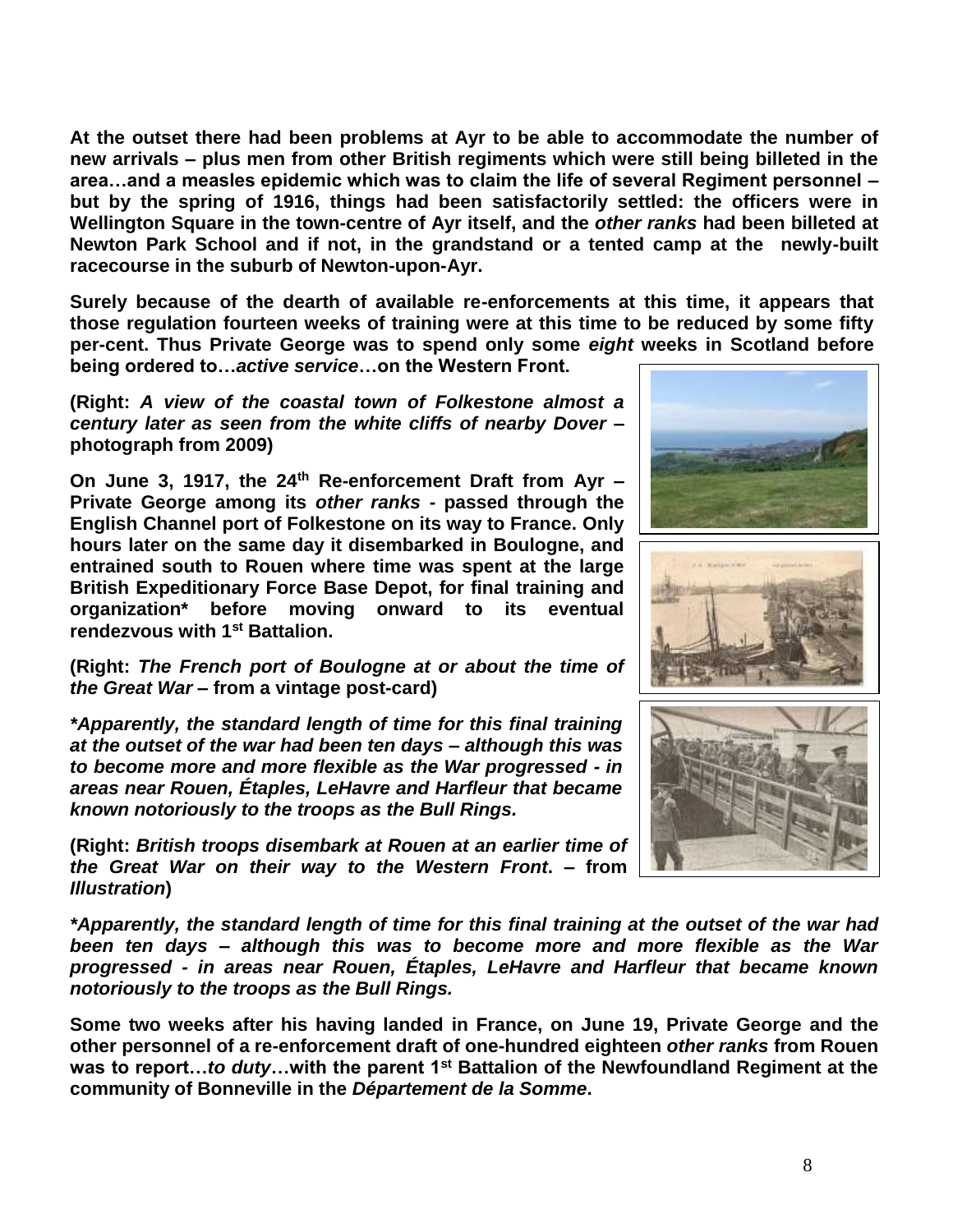**At the outset there had been problems at Ayr to be able to accommodate the number of new arrivals – plus men from other British regiments which were still being billeted in the area…and a measles epidemic which was to claim the life of several Regiment personnel – but by the spring of 1916, things had been satisfactorily settled: the officers were in Wellington Square in the town-centre of Ayr itself, and the *other ranks* had been billeted at Newton Park School and if not, in the grandstand or a tented camp at the newly-built racecourse in the suburb of Newton-upon-Ayr.**

**Surely because of the dearth of available re-enforcements at this time, it appears that those regulation fourteen weeks of training were at this time to be reduced by some fifty per-cent. Thus Private George was to spend only some *eight* weeks in Scotland before being ordered to…*active service*…on the Western Front.**

**(Right: *A view of the coastal town of Folkestone almost a century later as seen from the white cliffs of nearby Dover* – photograph from 2009)**

**On June 3, 1917, the 24th Re-enforcement Draft from Ayr – Private George among its *other ranks* - passed through the English Channel port of Folkestone on its way to France. Only hours later on the same day it disembarked in Boulogne, and entrained south to Rouen where time was spent at the large British Expeditionary Force Base Depot, for final training and organization* before moving onward to its eventual rendezvous with 1st Battalion.**

**(Right: *The French port of Boulogne at or about the time of the Great War* – from a vintage post-card)**

***\*Apparently, the standard length of time for this final training at the outset of the war had been ten days – although this was to become more and more flexible as the War progressed - in areas near Rouen, Étaples, LeHavre and Harfleur that became known notoriously to the troops as the Bull Rings.***

**(Right: *British troops disembark at Rouen at an earlier time of the Great War on their way to the Western Front*. – from *Illustration*)**

***\*Apparently, the standard length of time for this final training at the outset of the war had been ten days – although this was to become more and more flexible as the War progressed - in areas near Rouen, Étaples, LeHavre and Harfleur that became known notoriously to the troops as the Bull Rings.***

**Some two weeks after his having landed in France, on June 19, Private George and the other personnel of a re-enforcement draft of one-hundred eighteen *other ranks* from Rouen was to report…*to duty*…with the parent 1st Battalion of the Newfoundland Regiment at the community of Bonneville in the *Département de la Somme*.**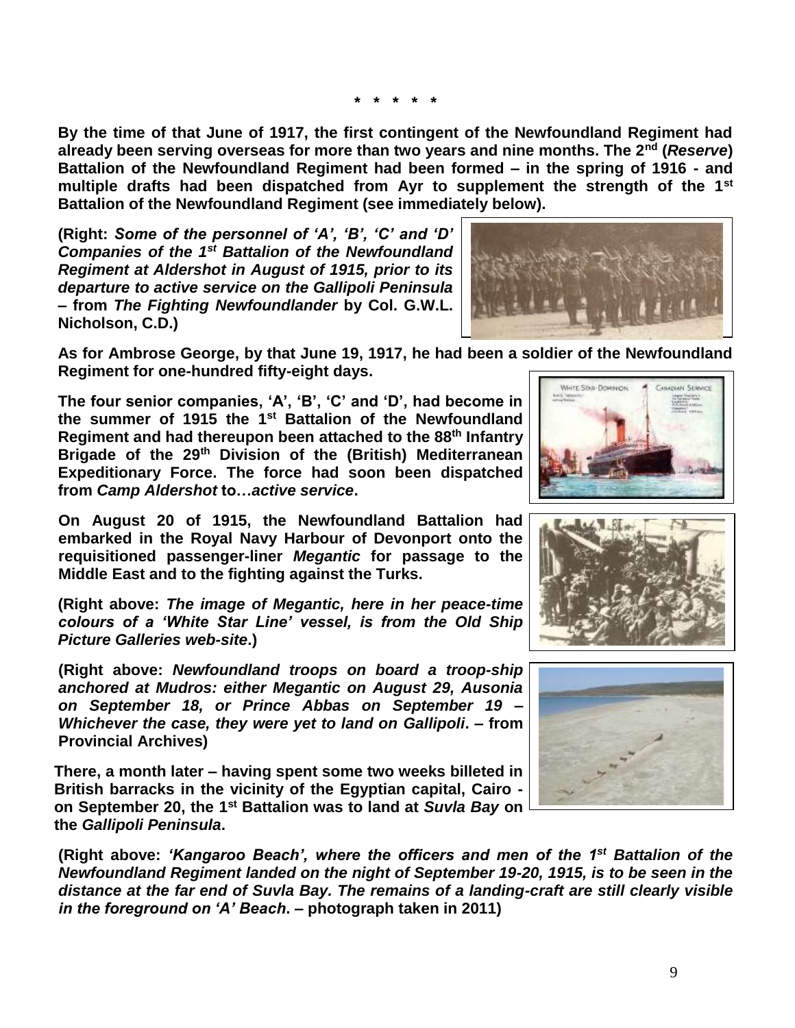**\* \* \* \* \***

**By the time of that June of 1917, the first contingent of the Newfoundland Regiment had already been serving overseas for more than two years and nine months. The 2nd (*Reserve*) Battalion of the Newfoundland Regiment had been formed – in the spring of 1916 - and multiple drafts had been dispatched from Ayr to supplement the strength of the 1st Battalion of the Newfoundland Regiment (see immediately below).**

**(Right: *Some of the personnel of 'A', 'B', 'C' and 'D' Companies of the 1st Battalion of the Newfoundland Regiment at Aldershot in August of 1915, prior to its departure to active service on the Gallipoli Peninsula* – from *The Fighting Newfoundlander* by Col. G.W.L. Nicholson, C.D.)**

**As for Ambrose George, by that June 19, 1917, he had been a soldier of the Newfoundland Regiment for one-hundred fifty-eight days.**

**The four senior companies, 'A', 'B', 'C' and 'D', had become in the summer of 1915 the 1st Battalion of the Newfoundland Regiment and had thereupon been attached to the 88th Infantry Brigade of the 29th Division of the (British) Mediterranean Expeditionary Force. The force had soon been dispatched from *Camp Aldershot* to…*active service*.**

**On August 20 of 1915, the Newfoundland Battalion had embarked in the Royal Navy Harbour of Devonport onto the requisitioned passenger-liner *Megantic* for passage to the Middle East and to the fighting against the Turks.**

**(Right above: *The image of Megantic, here in her peace-time colours of a 'White Star Line' vessel, is from the Old Ship Picture Galleries web-site*.)**

**(Right above: *Newfoundland troops on board a troop-ship anchored at Mudros: either Megantic on August 29, Ausonia on September 18, or Prince Abbas on September 19 – Whichever the case, they were yet to land on Gallipoli*. – from Provincial Archives)**

**There, a month later – having spent some two weeks billeted in British barracks in the vicinity of the Egyptian capital, Cairo - on September 20, the 1st Battalion was to land at *Suvla Bay* on the *Gallipoli Peninsula*.**

**(Right above: *'Kangaroo Beach', where the officers and men of the 1st Battalion of the Newfoundland Regiment landed on the night of September 19-20, 1915, is to be seen in the distance at the far end of Suvla Bay. The remains of a landing-craft are still clearly visible in the foreground on 'A' Beach*. – photograph taken in 2011)**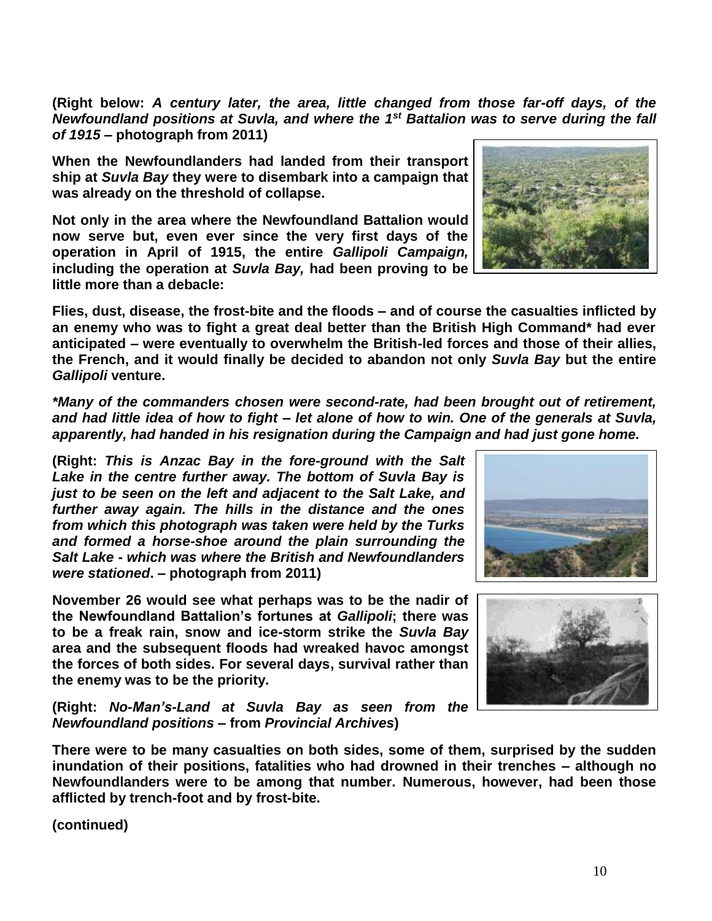**(Right below:** ***A century later, the area, little changed from those far-off days, of the Newfoundland positions at Suvla, and where the 1st Battalion was to serve during the fall of 1915*** **– photograph from 2011)**

**When the Newfoundlanders had landed from their transport ship at *Suvla Bay* they were to disembark into a campaign that was already on the threshold of collapse.**

**Not only in the area where the Newfoundland Battalion would now serve but, even ever since the very first days of the operation in April of 1915, the entire *Gallipoli Campaign,* including the operation at *Suvla Bay,* had been proving to be little more than a debacle:**

**Flies, dust, disease, the frost-bite and the floods – and of course the casualties inflicted by an enemy who was to fight a great deal better than the British High Command* had ever anticipated – were eventually to overwhelm the British-led forces and those of their allies, the French, and it would finally be decided to abandon not only *Suvla Bay* but the entire *Gallipoli* venture.**

****Many of the commanders chosen were second-rate, had been brought out of retirement, and had little idea of how to fight – let alone of how to win. One of the generals at Suvla, apparently, had handed in his resignation during the Campaign and had just gone home.***

**(Right:** ***This is Anzac Bay in the fore-ground with the Salt Lake in the centre further away. The bottom of Suvla Bay is just to be seen on the left and adjacent to the Salt Lake, and further away again. The hills in the distance and the ones from which this photograph was taken were held by the Turks and formed a horse-shoe around the plain surrounding the Salt Lake - which was where the British and Newfoundlanders were stationed*****. – photograph from 2011)**

**November 26 would see what perhaps was to be the nadir of the Newfoundland Battalion's fortunes at *Gallipoli*; there was to be a freak rain, snow and ice-storm strike the *Suvla Bay* area and the subsequent floods had wreaked havoc amongst the forces of both sides. For several days, survival rather than the enemy was to be the priority.**

**(Right:** ***No-Man's-Land at Suvla Bay as seen from the Newfoundland positions*** **– from *Provincial Archives*)**

**There were to be many casualties on both sides, some of them, surprised by the sudden inundation of their positions, fatalities who had drowned in their trenches – although no Newfoundlanders were to be among that number. Numerous, however, had been those afflicted by trench-foot and by frost-bite.**

**(continued)**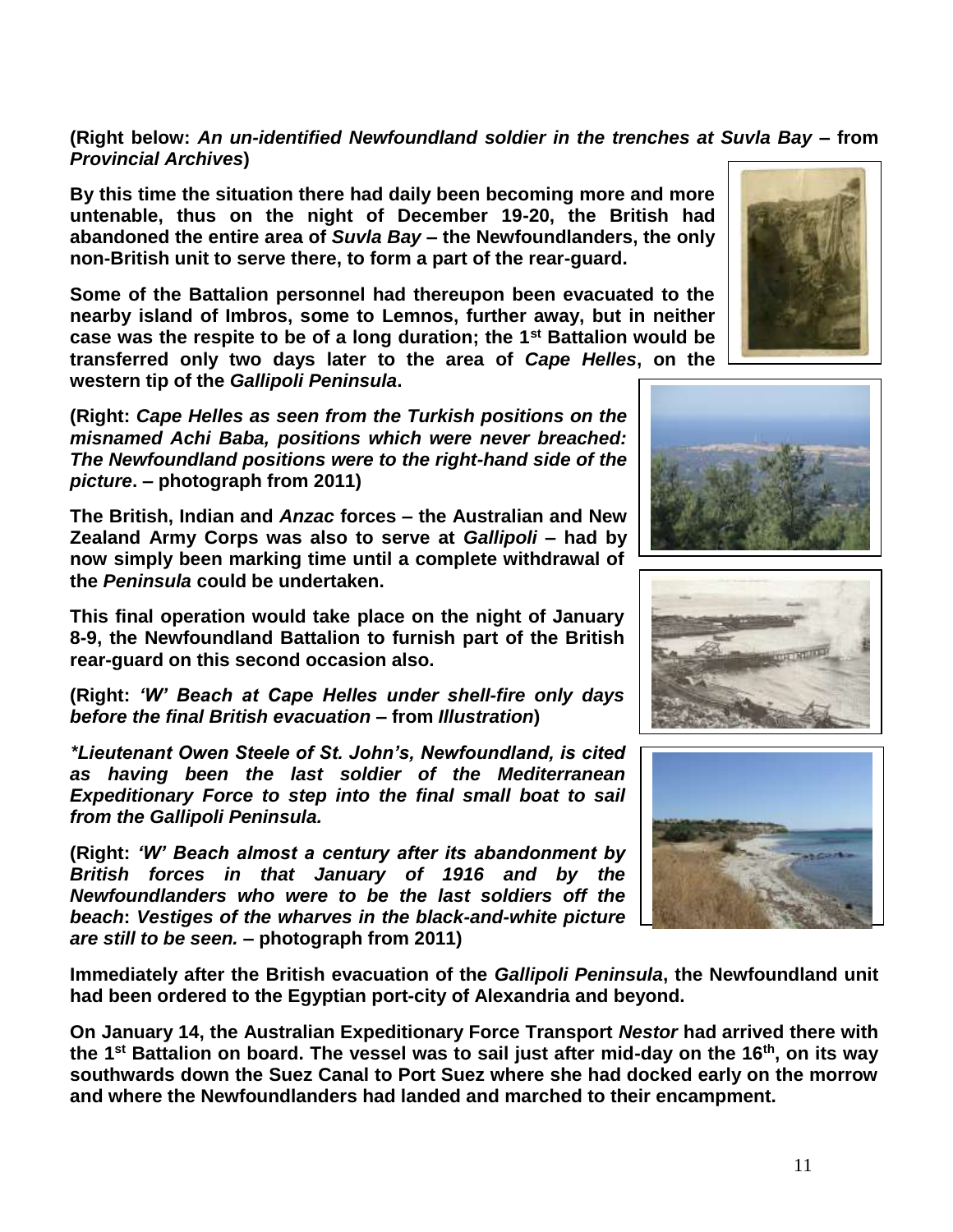**(Right below: *An un-identified Newfoundland soldier in the trenches at Suvla Bay* – from *Provincial Archives*)**

**By this time the situation there had daily been becoming more and more untenable, thus on the night of December 19-20, the British had abandoned the entire area of *Suvla Bay* – the Newfoundlanders, the only non-British unit to serve there, to form a part of the rear-guard.**

**Some of the Battalion personnel had thereupon been evacuated to the nearby island of Imbros, some to Lemnos, further away, but in neither case was the respite to be of a long duration; the 1st Battalion would be transferred only two days later to the area of *Cape Helles*, on the western tip of the *Gallipoli Peninsula*.**

**(Right: *Cape Helles as seen from the Turkish positions on the misnamed Achi Baba, positions which were never breached: The Newfoundland positions were to the right-hand side of the picture*. – photograph from 2011)**

**The British, Indian and *Anzac* forces – the Australian and New Zealand Army Corps was also to serve at *Gallipoli* – had by now simply been marking time until a complete withdrawal of the *Peninsula* could be undertaken.**

**This final operation would take place on the night of January 8-9, the Newfoundland Battalion to furnish part of the British rear-guard on this second occasion also.**

**(Right: *'W' Beach at Cape Helles under shell-fire only days before the final British evacuation* – from *Illustration*)**

***\*Lieutenant Owen Steele of St. John's, Newfoundland, is cited as having been the last soldier of the Mediterranean Expeditionary Force to step into the final small boat to sail from the Gallipoli Peninsula.***

**(Right: *'W' Beach almost a century after its abandonment by British forces in that January of 1916 and by the Newfoundlanders who were to be the last soldiers off the beach*: *Vestiges of the wharves in the black-and-white picture are still to be seen.* – photograph from 2011)**

**Immediately after the British evacuation of the *Gallipoli Peninsula*, the Newfoundland unit had been ordered to the Egyptian port-city of Alexandria and beyond.**

**On January 14, the Australian Expeditionary Force Transport *Nestor* had arrived there with the 1st Battalion on board. The vessel was to sail just after mid-day on the 16th, on its way southwards down the Suez Canal to Port Suez where she had docked early on the morrow and where the Newfoundlanders had landed and marched to their encampment.**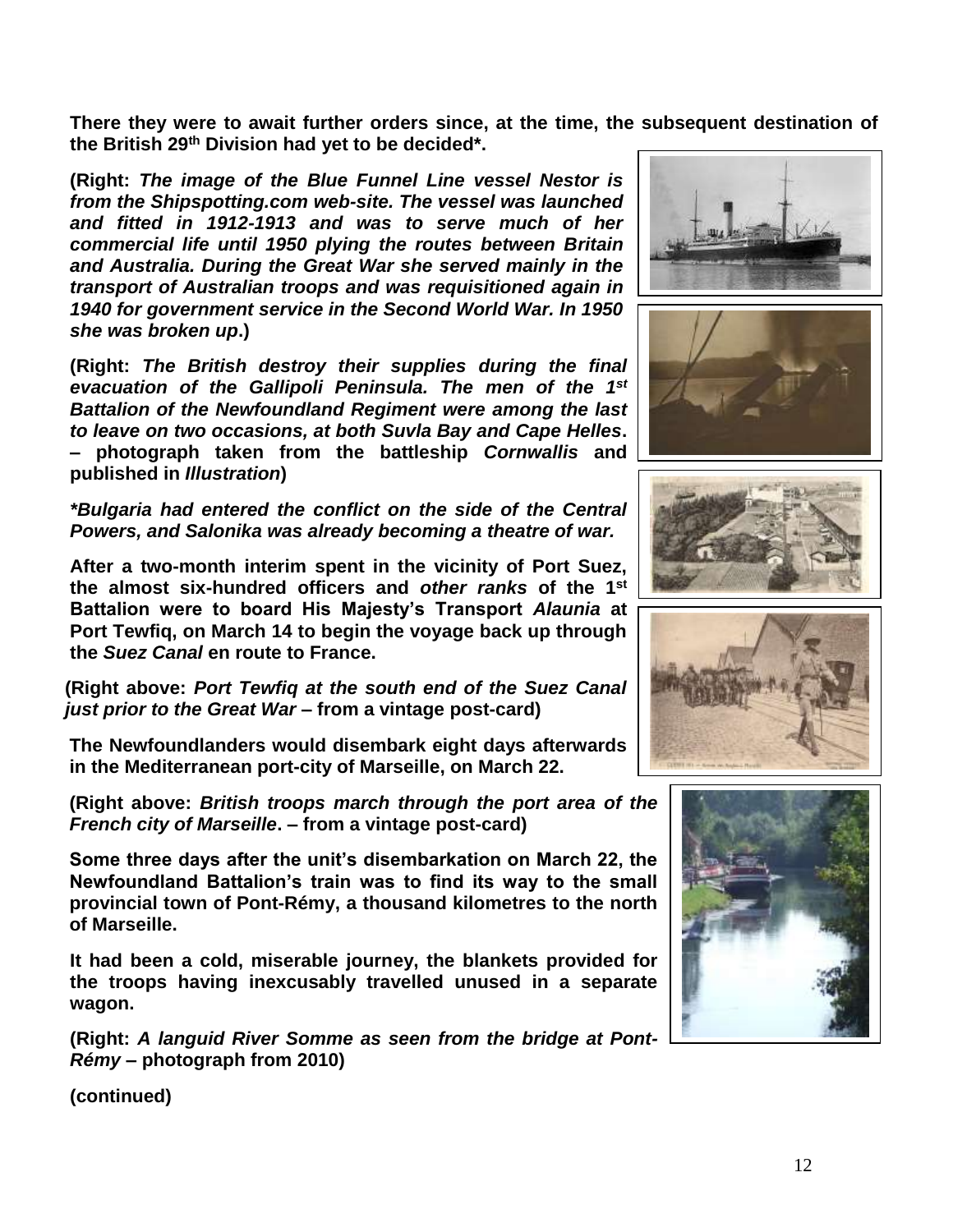**There they were to await further orders since, at the time, the subsequent destination of the British 29th Division had yet to be decided*.**

**(Right: *The image of the Blue Funnel Line vessel Nestor is from the Shipspotting.com web-site. The vessel was launched and fitted in 1912-1913 and was to serve much of her commercial life until 1950 plying the routes between Britain and Australia. During the Great War she served mainly in the transport of Australian troops and was requisitioned again in 1940 for government service in the Second World War. In 1950 she was broken up*.)**

**(Right: *The British destroy their supplies during the final evacuation of the Gallipoli Peninsula. The men of the 1st Battalion of the Newfoundland Regiment were among the last to leave on two occasions, at both Suvla Bay and Cape Helles*. – photograph taken from the battleship *Cornwallis* and published in *Illustration*)**

***\*Bulgaria had entered the conflict on the side of the Central Powers, and Salonika was already becoming a theatre of war.***

**After a two-month interim spent in the vicinity of Port Suez, the almost six-hundred officers and *other ranks* of the 1st Battalion were to board His Majesty's Transport *Alaunia* at Port Tewfiq, on March 14 to begin the voyage back up through the *Suez Canal* en route to France.**

**(Right above: *Port Tewfiq at the south end of the Suez Canal just prior to the Great War* – from a vintage post-card)**

**The Newfoundlanders would disembark eight days afterwards in the Mediterranean port-city of Marseille, on March 22.**

**(Right above: *British troops march through the port area of the French city of Marseille*. – from a vintage post-card)**

**Some three days after the unit's disembarkation on March 22, the Newfoundland Battalion's train was to find its way to the small provincial town of Pont-Rémy, a thousand kilometres to the north of Marseille.**

**It had been a cold, miserable journey, the blankets provided for the troops having inexcusably travelled unused in a separate wagon.**

**(Right: *A languid River Somme as seen from the bridge at Pont-Rémy* – photograph from 2010)**

**(continued)**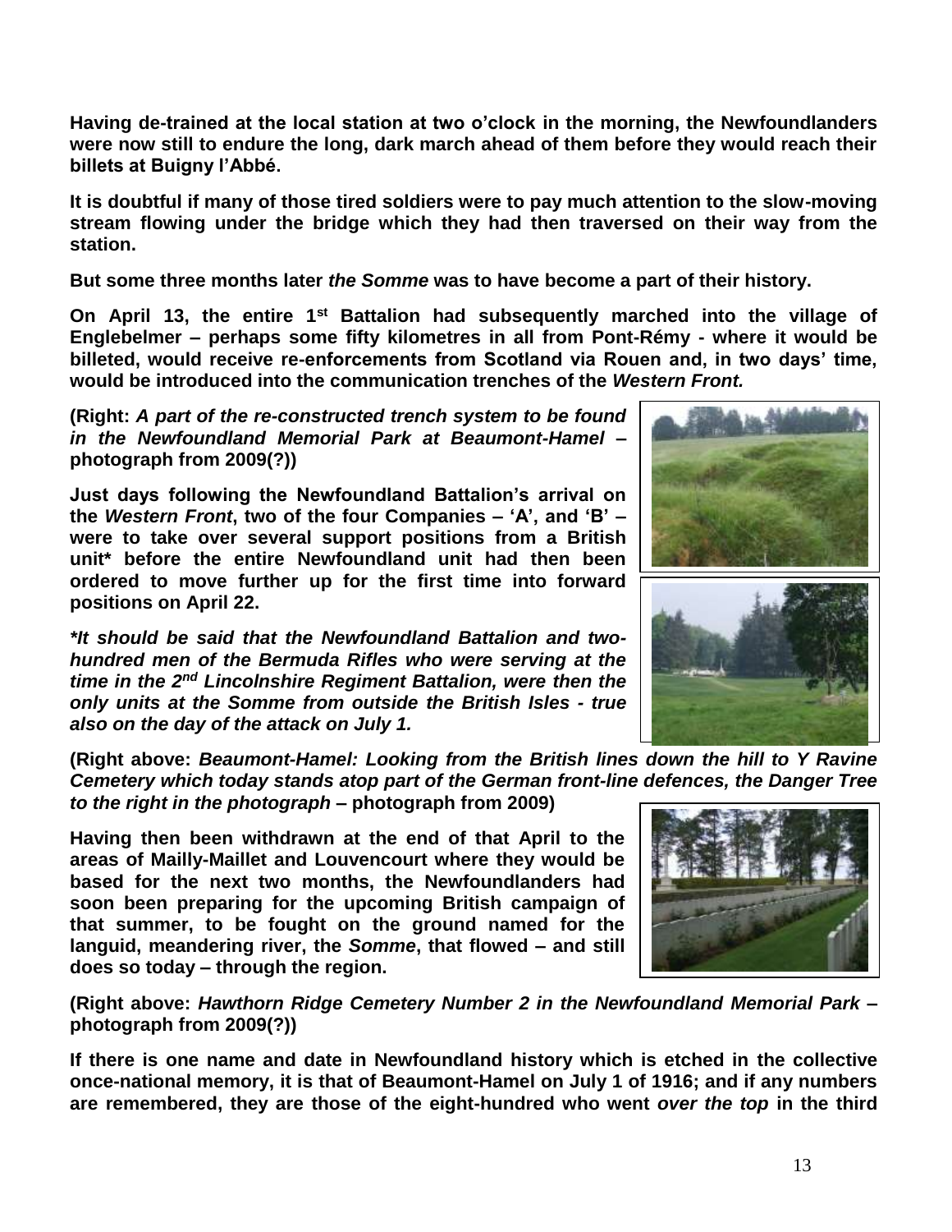**Having de-trained at the local station at two o'clock in the morning, the Newfoundlanders were now still to endure the long, dark march ahead of them before they would reach their billets at Buigny l'Abbé.**

**It is doubtful if many of those tired soldiers were to pay much attention to the slow-moving stream flowing under the bridge which they had then traversed on their way from the station.**

**But some three months later *the Somme* was to have become a part of their history.**

**On April 13, the entire 1st Battalion had subsequently marched into the village of Englebelmer – perhaps some fifty kilometres in all from Pont-Rémy - where it would be billeted, would receive re-enforcements from Scotland via Rouen and, in two days' time, would be introduced into the communication trenches of the *Western Front.***

**(Right: *A part of the re-constructed trench system to be found in the Newfoundland Memorial Park at Beaumont-Hamel* – photograph from 2009(?))**

**Just days following the Newfoundland Battalion's arrival on the *Western Front*, two of the four Companies – 'A', and 'B' – were to take over several support positions from a British unit* before the entire Newfoundland unit had then been ordered to move further up for the first time into forward positions on April 22.**

***\*It should be said that the Newfoundland Battalion and two-hundred men of the Bermuda Rifles who were serving at the time in the 2nd Lincolnshire Regiment Battalion, were then the only units at the Somme from outside the British Isles - true also on the day of the attack on July 1.***

**(Right above: *Beaumont-Hamel: Looking from the British lines down the hill to Y Ravine Cemetery which today stands atop part of the German front-line defences, the Danger Tree to the right in the photograph* – photograph from 2009)**

**Having then been withdrawn at the end of that April to the areas of Mailly-Maillet and Louvencourt where they would be based for the next two months, the Newfoundlanders had soon been preparing for the upcoming British campaign of that summer, to be fought on the ground named for the languid, meandering river, the *Somme*, that flowed – and still does so today – through the region.**

**(Right above: *Hawthorn Ridge Cemetery Number 2 in the Newfoundland Memorial Park* – photograph from 2009(?))**

**If there is one name and date in Newfoundland history which is etched in the collective once-national memory, it is that of Beaumont-Hamel on July 1 of 1916; and if any numbers are remembered, they are those of the eight-hundred who went *over the top* in the third**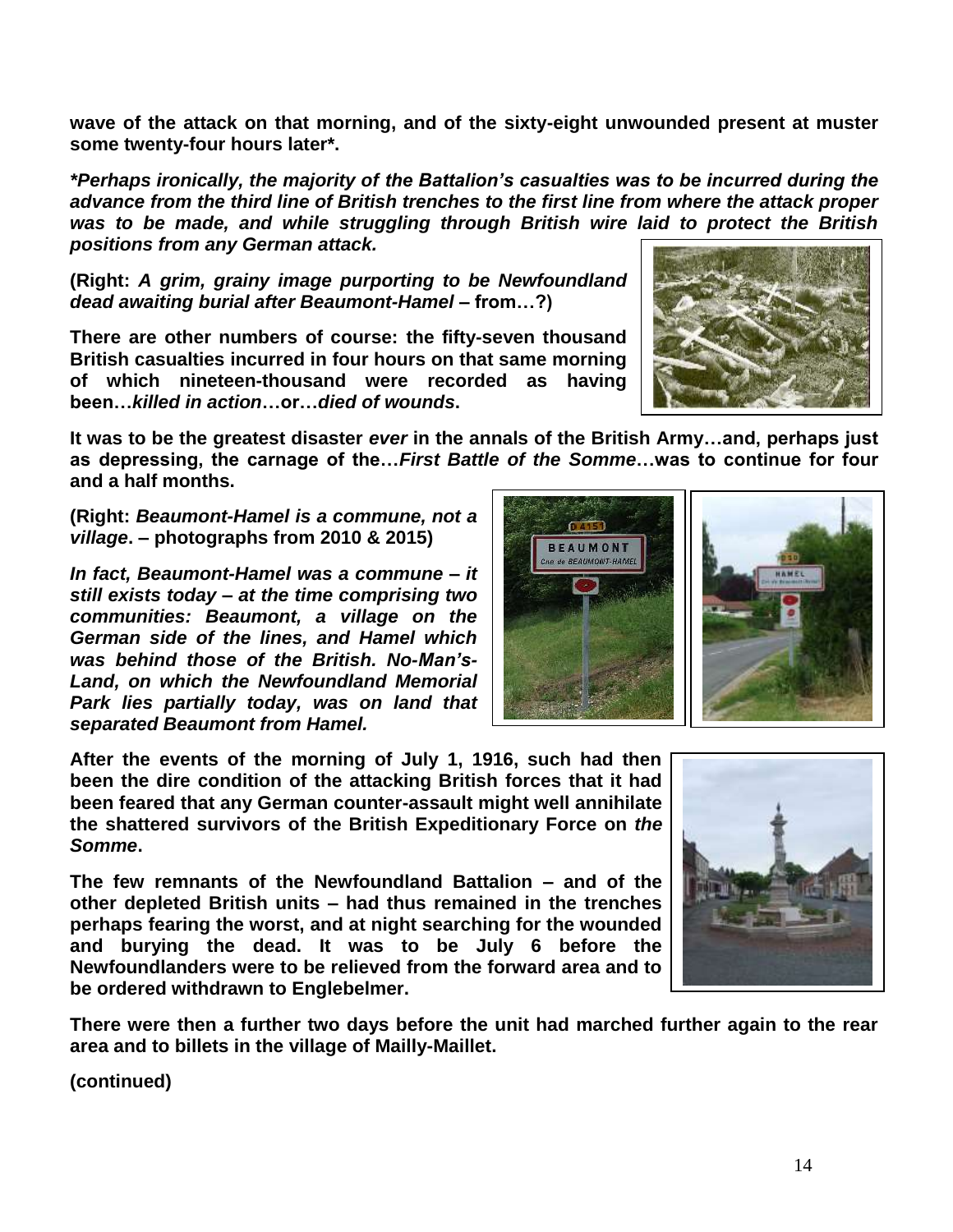**wave of the attack on that morning, and of the sixty-eight unwounded present at muster some twenty-four hours later*.**

***\*Perhaps ironically, the majority of the Battalion's casualties was to be incurred during the advance from the third line of British trenches to the first line from where the attack proper was to be made, and while struggling through British wire laid to protect the British positions from any German attack.***

**(Right: *A grim, grainy image purporting to be Newfoundland dead awaiting burial after Beaumont-Hamel* – from…?)**

**There are other numbers of course: the fifty-seven thousand British casualties incurred in four hours on that same morning of which nineteen-thousand were recorded as having been…*killed in action*…or…*died of wounds*.**

**It was to be the greatest disaster *ever* in the annals of the British Army…and, perhaps just as depressing, the carnage of the…*First Battle of the Somme*…was to continue for four and a half months.**

**(Right: *Beaumont-Hamel is a commune, not a village*. – photographs from 2010 & 2015)**

***In fact, Beaumont-Hamel was a commune – it still exists today – at the time comprising two communities: Beaumont, a village on the German side of the lines, and Hamel which was behind those of the British. No-Man's-Land, on which the Newfoundland Memorial Park lies partially today, was on land that separated Beaumont from Hamel.***

**After the events of the morning of July 1, 1916, such had then been the dire condition of the attacking British forces that it had been feared that any German counter-assault might well annihilate the shattered survivors of the British Expeditionary Force on *the Somme*.**

**The few remnants of the Newfoundland Battalion – and of the other depleted British units – had thus remained in the trenches perhaps fearing the worst, and at night searching for the wounded and burying the dead. It was to be July 6 before the Newfoundlanders were to be relieved from the forward area and to be ordered withdrawn to Englebelmer.**

**There were then a further two days before the unit had marched further again to the rear area and to billets in the village of Mailly-Maillet.**

**(continued)**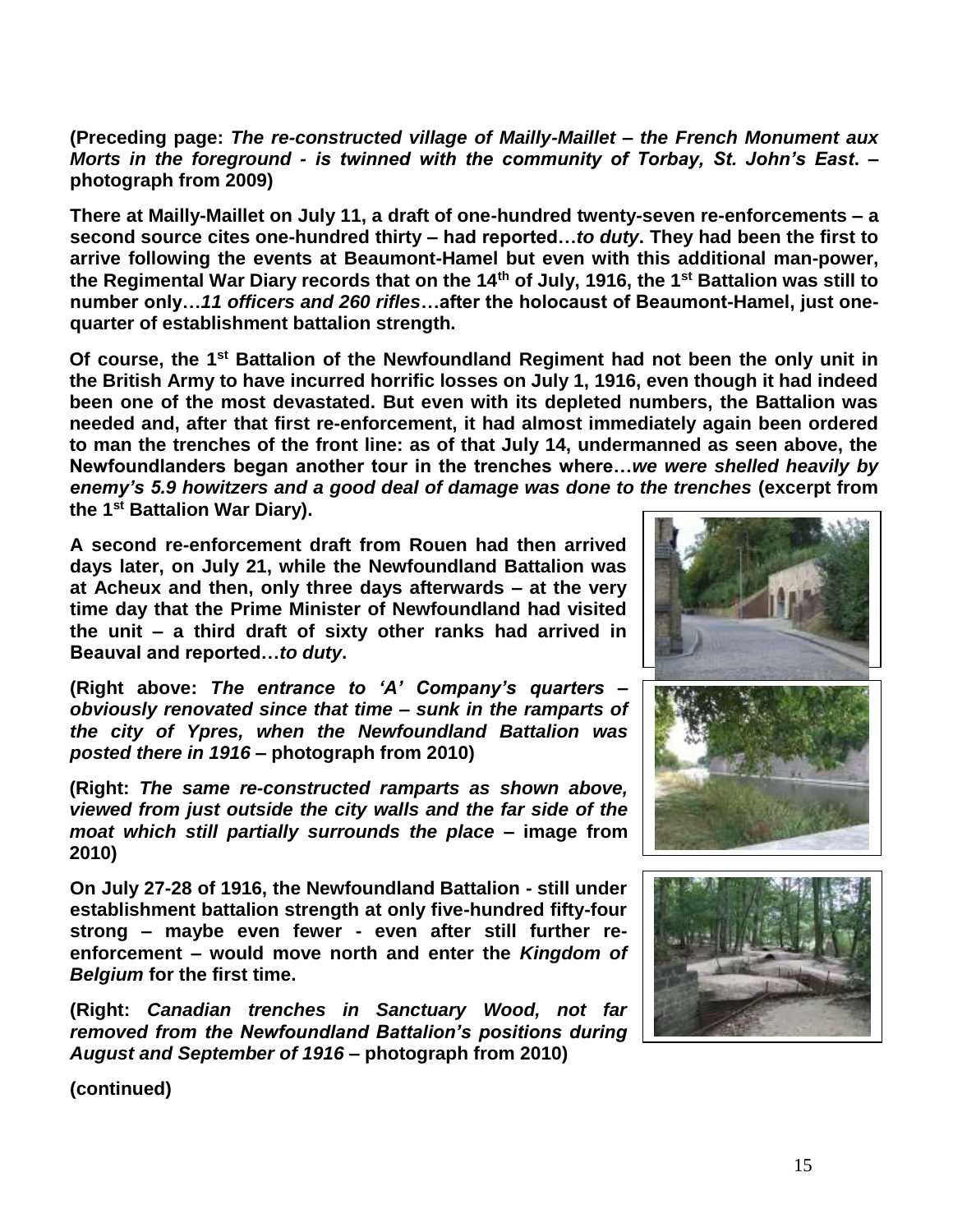**(Preceding page: *The re-constructed village of Mailly-Maillet – the French Monument aux Morts in the foreground - is twinned with the community of Torbay, St. John's East*. – photograph from 2009)**

**There at Mailly-Maillet on July 11, a draft of one-hundred twenty-seven re-enforcements – a second source cites one-hundred thirty – had reported…*to duty*. They had been the first to arrive following the events at Beaumont-Hamel but even with this additional man-power, the Regimental War Diary records that on the 14th of July, 1916, the 1st Battalion was still to number only…*11 officers and 260 rifles*…after the holocaust of Beaumont-Hamel, just one-quarter of establishment battalion strength.**

**Of course, the 1st Battalion of the Newfoundland Regiment had not been the only unit in the British Army to have incurred horrific losses on July 1, 1916, even though it had indeed been one of the most devastated. But even with its depleted numbers, the Battalion was needed and, after that first re-enforcement, it had almost immediately again been ordered to man the trenches of the front line: as of that July 14, undermanned as seen above, the Newfoundlanders began another tour in the trenches where…*we were shelled heavily by enemy's 5.9 howitzers and a good deal of damage was done to the trenches* (excerpt from the 1st Battalion War Diary).**

**A second re-enforcement draft from Rouen had then arrived days later, on July 21, while the Newfoundland Battalion was at Acheux and then, only three days afterwards – at the very time day that the Prime Minister of Newfoundland had visited the unit – a third draft of sixty other ranks had arrived in Beauval and reported…*to duty*.**

**(Right above: *The entrance to 'A' Company's quarters – obviously renovated since that time – sunk in the ramparts of the city of Ypres, when the Newfoundland Battalion was posted there in 1916* – photograph from 2010)**

**(Right: *The same re-constructed ramparts as shown above, viewed from just outside the city walls and the far side of the moat which still partially surrounds the place* – image from 2010)**

**On July 27-28 of 1916, the Newfoundland Battalion - still under establishment battalion strength at only five-hundred fifty-four strong – maybe even fewer - even after still further re-enforcement – would move north and enter the *Kingdom of Belgium* for the first time.**

**(Right: *Canadian trenches in Sanctuary Wood, not far removed from the Newfoundland Battalion's positions during August and September of 1916* – photograph from 2010)**

**(continued)**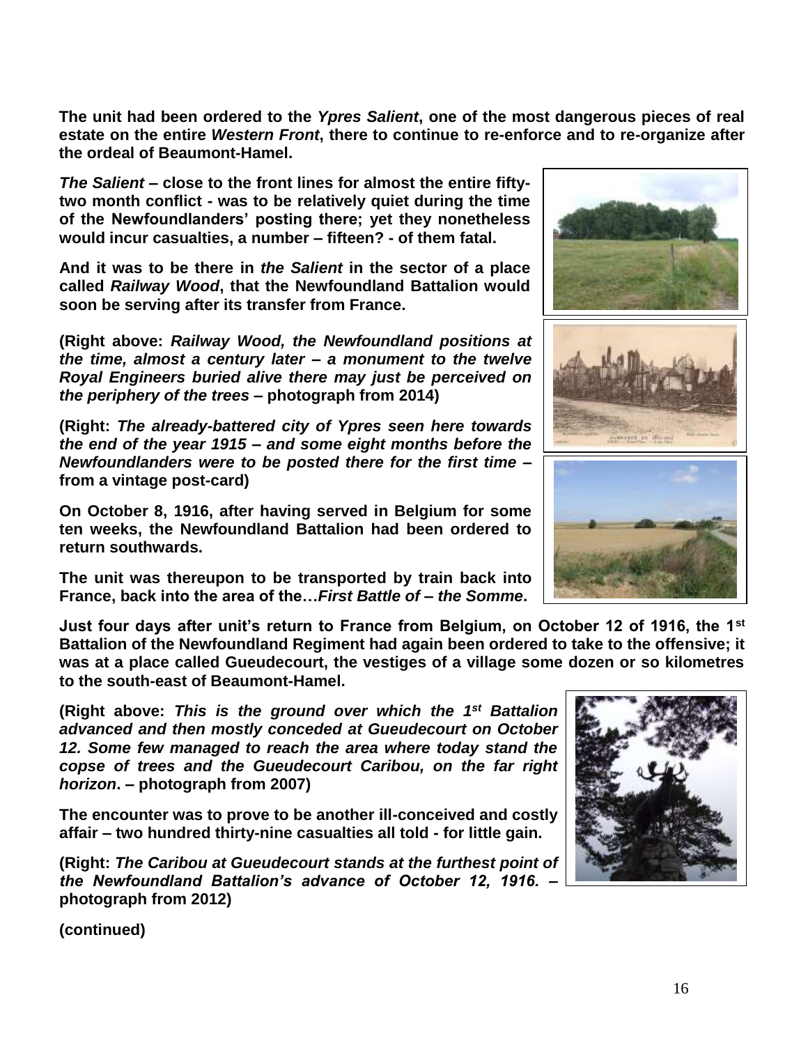**The unit had been ordered to the *Ypres Salient*, one of the most dangerous pieces of real estate on the entire *Western Front*, there to continue to re-enforce and to re-organize after the ordeal of Beaumont-Hamel.**

***The Salient* – close to the front lines for almost the entire fifty-two month conflict - was to be relatively quiet during the time of the Newfoundlanders' posting there; yet they nonetheless would incur casualties, a number – fifteen? - of them fatal.**

**And it was to be there in *the Salient* in the sector of a place called *Railway Wood*, that the Newfoundland Battalion would soon be serving after its transfer from France.**

**(Right above: *Railway Wood, the Newfoundland positions at the time, almost a century later – a monument to the twelve Royal Engineers buried alive there may just be perceived on the periphery of the trees* – photograph from 2014)**

**(Right: *The already-battered city of Ypres seen here towards the end of the year 1915 – and some eight months before the Newfoundlanders were to be posted there for the first time* – from a vintage post-card)**

**On October 8, 1916, after having served in Belgium for some ten weeks, the Newfoundland Battalion had been ordered to return southwards.**

**The unit was thereupon to be transported by train back into France, back into the area of the…*First Battle of – the Somme*.**

**Just four days after unit's return to France from Belgium, on October 12 of 1916, the 1st Battalion of the Newfoundland Regiment had again been ordered to take to the offensive; it was at a place called Gueudecourt, the vestiges of a village some dozen or so kilometres to the south-east of Beaumont-Hamel.**

**(Right above: *This is the ground over which the 1st Battalion advanced and then mostly conceded at Gueudecourt on October 12. Some few managed to reach the area where today stand the copse of trees and the Gueudecourt Caribou, on the far right horizon*. – photograph from 2007)**

**The encounter was to prove to be another ill-conceived and costly affair – two hundred thirty-nine casualties all told - for little gain.**

**(Right: *The Caribou at Gueudecourt stands at the furthest point of the Newfoundland Battalion's advance of October 12, 1916.* – photograph from 2012)**

**(continued)**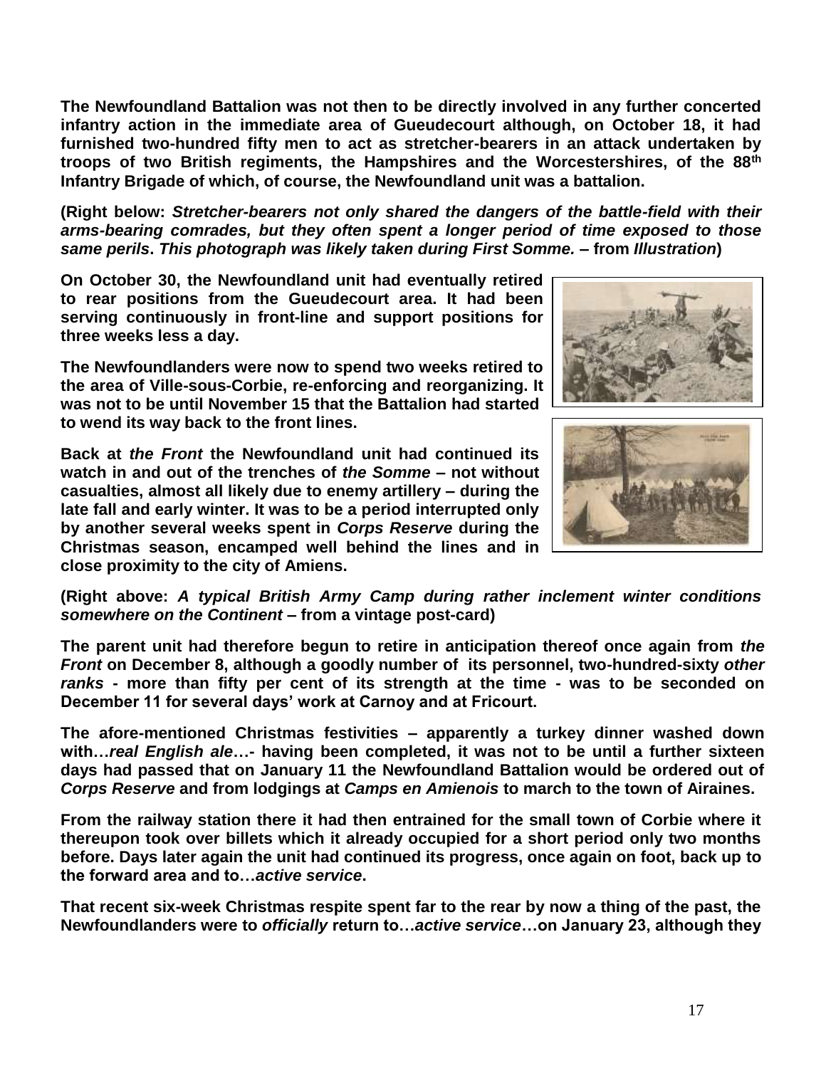**The Newfoundland Battalion was not then to be directly involved in any further concerted infantry action in the immediate area of Gueudecourt although, on October 18, it had furnished two-hundred fifty men to act as stretcher-bearers in an attack undertaken by troops of two British regiments, the Hampshires and the Worcestershires, of the 88th Infantry Brigade of which, of course, the Newfoundland unit was a battalion.**

**(Right below: *Stretcher-bearers not only shared the dangers of the battle-field with their arms-bearing comrades, but they often spent a longer period of time exposed to those same perils. This photograph was likely taken during First Somme.* – from *Illustration*)**

**On October 30, the Newfoundland unit had eventually retired to rear positions from the Gueudecourt area. It had been serving continuously in front-line and support positions for three weeks less a day.**

**The Newfoundlanders were now to spend two weeks retired to the area of Ville-sous-Corbie, re-enforcing and reorganizing. It was not to be until November 15 that the Battalion had started to wend its way back to the front lines.**

**Back at *the Front* the Newfoundland unit had continued its watch in and out of the trenches of *the Somme* – not without casualties, almost all likely due to enemy artillery – during the late fall and early winter. It was to be a period interrupted only by another several weeks spent in *Corps Reserve* during the Christmas season, encamped well behind the lines and in close proximity to the city of Amiens.**

**(Right above: *A typical British Army Camp during rather inclement winter conditions somewhere on the Continent* – from a vintage post-card)**

**The parent unit had therefore begun to retire in anticipation thereof once again from *the Front* on December 8, although a goodly number of its personnel, two-hundred-sixty *other ranks* - more than fifty per cent of its strength at the time - was to be seconded on December 11 for several days' work at Carnoy and at Fricourt.**

**The afore-mentioned Christmas festivities – apparently a turkey dinner washed down with…*real English ale*…- having been completed, it was not to be until a further sixteen days had passed that on January 11 the Newfoundland Battalion would be ordered out of *Corps Reserve* and from lodgings at *Camps en Amienois* to march to the town of Airaines.**

**From the railway station there it had then entrained for the small town of Corbie where it thereupon took over billets which it already occupied for a short period only two months before. Days later again the unit had continued its progress, once again on foot, back up to the forward area and to…*active service*.**

**That recent six-week Christmas respite spent far to the rear by now a thing of the past, the Newfoundlanders were to *officially* return to…*active service*…on January 23, although they**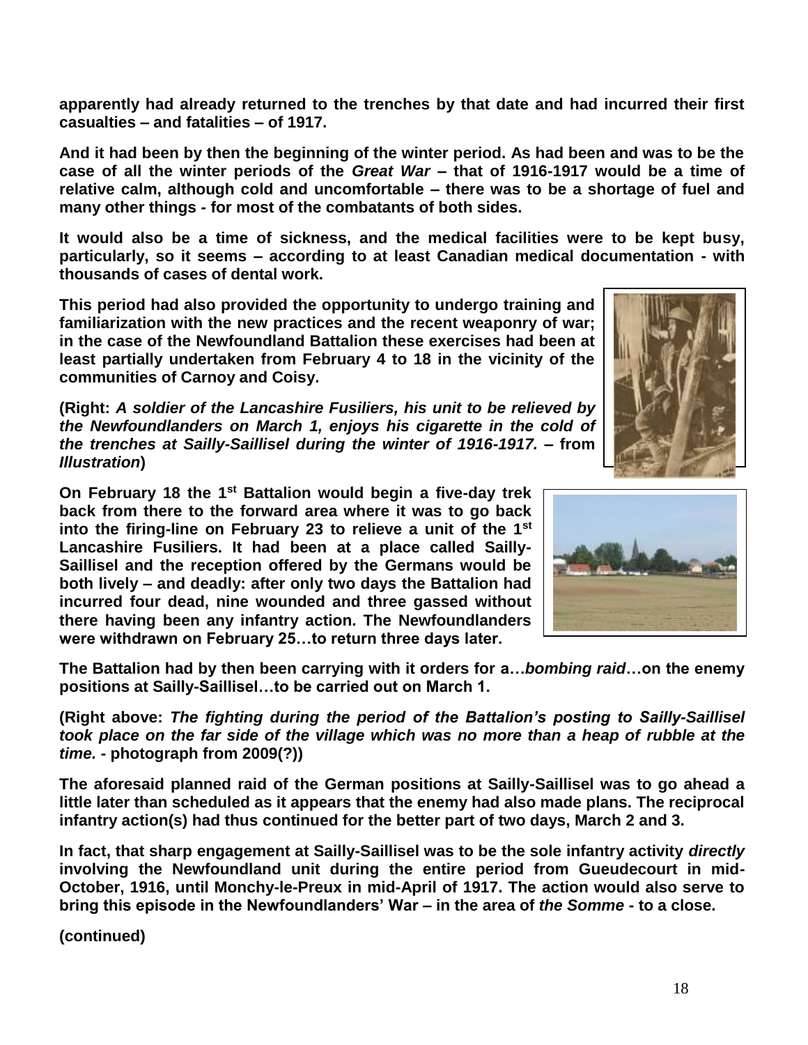**apparently had already returned to the trenches by that date and had incurred their first casualties – and fatalities – of 1917.**

**And it had been by then the beginning of the winter period. As had been and was to be the case of all the winter periods of the *Great War* – that of 1916-1917 would be a time of relative calm, although cold and uncomfortable – there was to be a shortage of fuel and many other things - for most of the combatants of both sides.**

**It would also be a time of sickness, and the medical facilities were to be kept busy, particularly, so it seems – according to at least Canadian medical documentation - with thousands of cases of dental work.**

**This period had also provided the opportunity to undergo training and familiarization with the new practices and the recent weaponry of war; in the case of the Newfoundland Battalion these exercises had been at least partially undertaken from February 4 to 18 in the vicinity of the communities of Carnoy and Coisy.**

**(Right: *A soldier of the Lancashire Fusiliers, his unit to be relieved by the Newfoundlanders on March 1, enjoys his cigarette in the cold of the trenches at Sailly-Saillisel during the winter of 1916-1917.* – from *Illustration*)**

**On February 18 the 1st Battalion would begin a five-day trek back from there to the forward area where it was to go back into the firing-line on February 23 to relieve a unit of the 1st Lancashire Fusiliers. It had been at a place called Sailly-Saillisel and the reception offered by the Germans would be both lively – and deadly: after only two days the Battalion had incurred four dead, nine wounded and three gassed without there having been any infantry action. The Newfoundlanders were withdrawn on February 25…to return three days later.**

**The Battalion had by then been carrying with it orders for a…*bombing raid*…on the enemy positions at Sailly-Saillisel…to be carried out on March 1.**

**(Right above: *The fighting during the period of the Battalion's posting to Sailly-Saillisel took place on the far side of the village which was no more than a heap of rubble at the time.* - photograph from 2009(?))**

**The aforesaid planned raid of the German positions at Sailly-Saillisel was to go ahead a little later than scheduled as it appears that the enemy had also made plans. The reciprocal infantry action(s) had thus continued for the better part of two days, March 2 and 3.**

**In fact, that sharp engagement at Sailly-Saillisel was to be the sole infantry activity *directly* involving the Newfoundland unit during the entire period from Gueudecourt in mid-October, 1916, until Monchy-le-Preux in mid-April of 1917. The action would also serve to bring this episode in the Newfoundlanders' War – in the area of *the Somme* - to a close.**

**(continued)**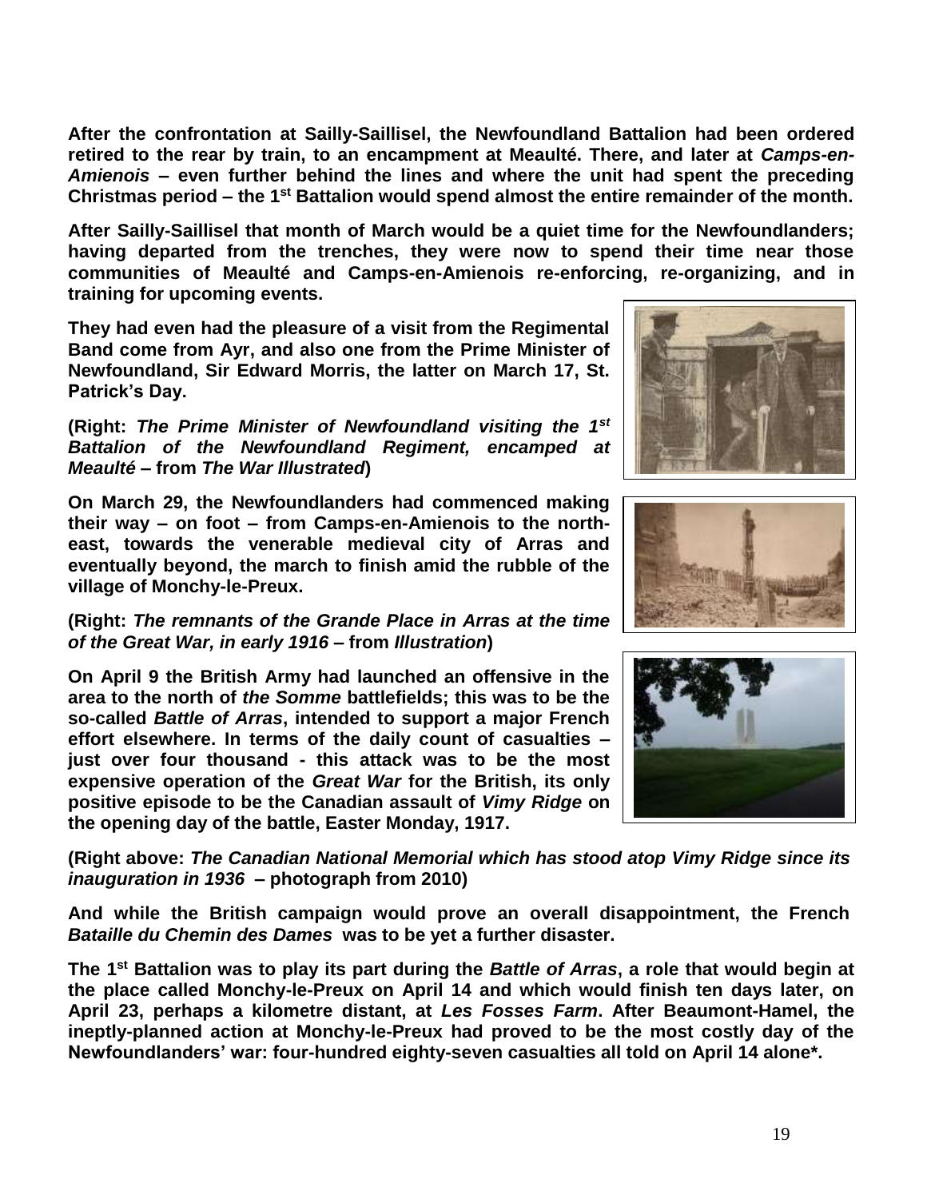**After the confrontation at Sailly-Saillisel, the Newfoundland Battalion had been ordered retired to the rear by train, to an encampment at Meaulté. There, and later at *Camps-en-Amienois* – even further behind the lines and where the unit had spent the preceding Christmas period – the 1st Battalion would spend almost the entire remainder of the month.**

**After Sailly-Saillisel that month of March would be a quiet time for the Newfoundlanders; having departed from the trenches, they were now to spend their time near those communities of Meaulté and Camps-en-Amienois re-enforcing, re-organizing, and in training for upcoming events.**

**They had even had the pleasure of a visit from the Regimental Band come from Ayr, and also one from the Prime Minister of Newfoundland, Sir Edward Morris, the latter on March 17, St. Patrick's Day.**

**(Right: *The Prime Minister of Newfoundland visiting the 1st Battalion of the Newfoundland Regiment, encamped at Meaulté* – from *The War Illustrated*)**

**On March 29, the Newfoundlanders had commenced making their way – on foot – from Camps-en-Amienois to the north-east, towards the venerable medieval city of Arras and eventually beyond, the march to finish amid the rubble of the village of Monchy-le-Preux.**

**(Right: *The remnants of the Grande Place in Arras at the time of the Great War, in early 1916* – from *Illustration*)**

**On April 9 the British Army had launched an offensive in the area to the north of *the Somme* battlefields; this was to be the so-called *Battle of Arras*, intended to support a major French effort elsewhere. In terms of the daily count of casualties – just over four thousand - this attack was to be the most expensive operation of the *Great War* for the British, its only positive episode to be the Canadian assault of *Vimy Ridge* on the opening day of the battle, Easter Monday, 1917.**

**(Right above: *The Canadian National Memorial which has stood atop Vimy Ridge since its inauguration in 1936* – photograph from 2010)**

**And while the British campaign would prove an overall disappointment, the French *Bataille du Chemin des Dames* was to be yet a further disaster.**

**The 1st Battalion was to play its part during the *Battle of Arras*, a role that would begin at the place called Monchy-le-Preux on April 14 and which would finish ten days later, on April 23, perhaps a kilometre distant, at *Les Fosses Farm*. After Beaumont-Hamel, the ineptly-planned action at Monchy-le-Preux had proved to be the most costly day of the Newfoundlanders' war: four-hundred eighty-seven casualties all told on April 14 alone*.**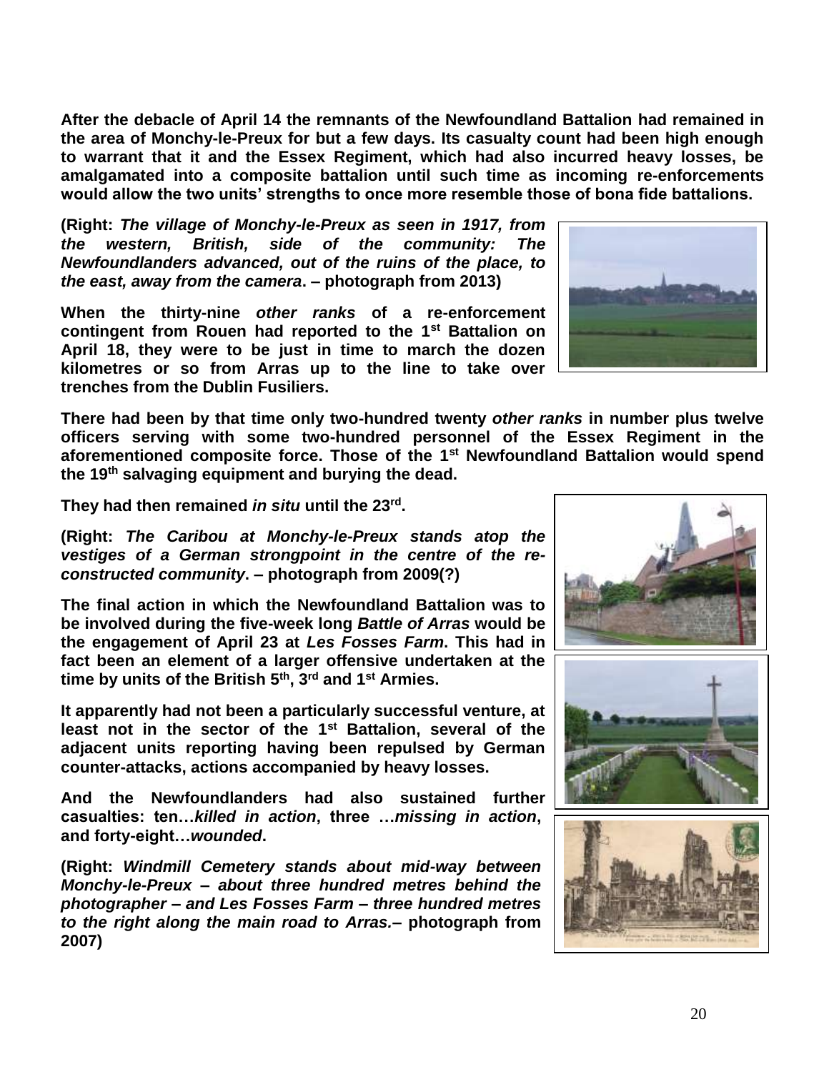**After the debacle of April 14 the remnants of the Newfoundland Battalion had remained in the area of Monchy-le-Preux for but a few days. Its casualty count had been high enough to warrant that it and the Essex Regiment, which had also incurred heavy losses, be amalgamated into a composite battalion until such time as incoming re-enforcements would allow the two units' strengths to once more resemble those of bona fide battalions.**

**(Right: *The village of Monchy-le-Preux as seen in 1917, from the western, British, side of the community: The Newfoundlanders advanced, out of the ruins of the place, to the east, away from the camera*. – photograph from 2013)**

**When the thirty-nine *other ranks* of a re-enforcement contingent from Rouen had reported to the 1st Battalion on April 18, they were to be just in time to march the dozen kilometres or so from Arras up to the line to take over trenches from the Dublin Fusiliers.**

**There had been by that time only two-hundred twenty *other ranks* in number plus twelve officers serving with some two-hundred personnel of the Essex Regiment in the aforementioned composite force. Those of the 1st Newfoundland Battalion would spend the 19th salvaging equipment and burying the dead.**

**They had then remained *in situ* until the 23rd.**

**(Right: *The Caribou at Monchy-le-Preux stands atop the vestiges of a German strongpoint in the centre of the re-constructed community*. – photograph from 2009(?)**

**The final action in which the Newfoundland Battalion was to be involved during the five-week long *Battle of Arras* would be the engagement of April 23 at *Les Fosses Farm*. This had in fact been an element of a larger offensive undertaken at the time by units of the British 5th, 3rd and 1st Armies.**

**It apparently had not been a particularly successful venture, at least not in the sector of the 1st Battalion, several of the adjacent units reporting having been repulsed by German counter-attacks, actions accompanied by heavy losses.**

**And the Newfoundlanders had also sustained further casualties: ten…*killed in action*, three …*missing in action*, and forty-eight…*wounded*.**

**(Right: *Windmill Cemetery stands about mid-way between Monchy-le-Preux – about three hundred metres behind the photographer – and Les Fosses Farm – three hundred metres to the right along the main road to Arras.*– photograph from 2007)**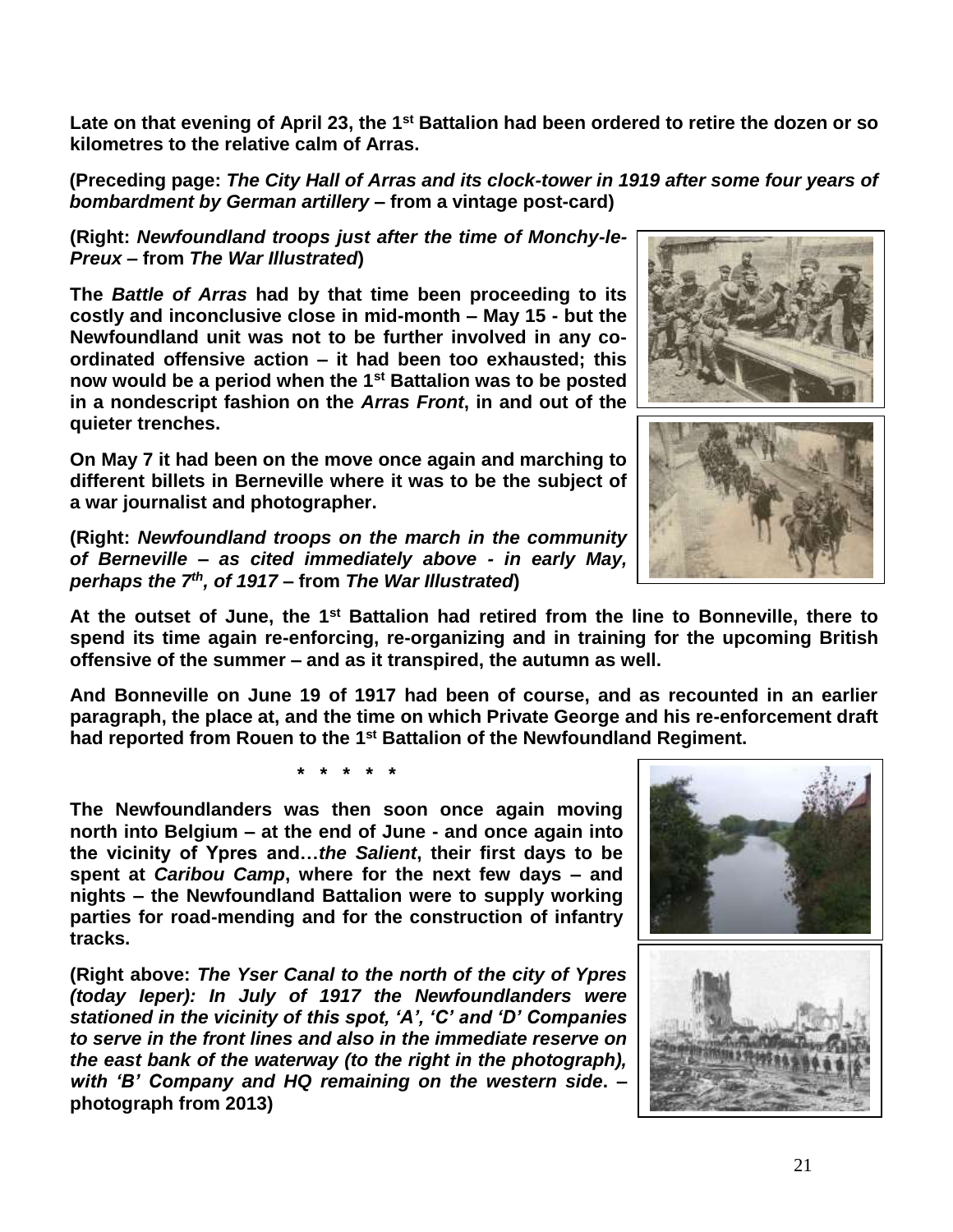**Late on that evening of April 23, the 1st Battalion had been ordered to retire the dozen or so kilometres to the relative calm of Arras.**

**(Preceding page: *The City Hall of Arras and its clock-tower in 1919 after some four years of bombardment by German artillery* – from a vintage post-card)**

**(Right: *Newfoundland troops just after the time of Monchy-le-Preux* – from *The War Illustrated*)**

**The *Battle of Arras* had by that time been proceeding to its costly and inconclusive close in mid-month – May 15 - but the Newfoundland unit was not to be further involved in any co-ordinated offensive action – it had been too exhausted; this now would be a period when the 1st Battalion was to be posted in a nondescript fashion on the *Arras Front*, in and out of the quieter trenches.**

**On May 7 it had been on the move once again and marching to different billets in Berneville where it was to be the subject of a war journalist and photographer.**

**(Right: *Newfoundland troops on the march in the community of Berneville – as cited immediately above - in early May, perhaps the 7th, of 1917* – from *The War Illustrated*)**

**At the outset of June, the 1st Battalion had retired from the line to Bonneville, there to spend its time again re-enforcing, re-organizing and in training for the upcoming British offensive of the summer – and as it transpired, the autumn as well.**

**And Bonneville on June 19 of 1917 had been of course, and as recounted in an earlier paragraph, the place at, and the time on which Private George and his re-enforcement draft had reported from Rouen to the 1st Battalion of the Newfoundland Regiment.**

**\* \* \* \* \***

**The Newfoundlanders was then soon once again moving north into Belgium – at the end of June - and once again into the vicinity of Ypres and…*the Salient*, their first days to be spent at *Caribou Camp*, where for the next few days – and nights – the Newfoundland Battalion were to supply working parties for road-mending and for the construction of infantry tracks.**

**(Right above: *The Yser Canal to the north of the city of Ypres (today Ieper): In July of 1917 the Newfoundlanders were stationed in the vicinity of this spot, 'A', 'C' and 'D' Companies to serve in the front lines and also in the immediate reserve on the east bank of the waterway (to the right in the photograph), with 'B' Company and HQ remaining on the western side*. – photograph from 2013)**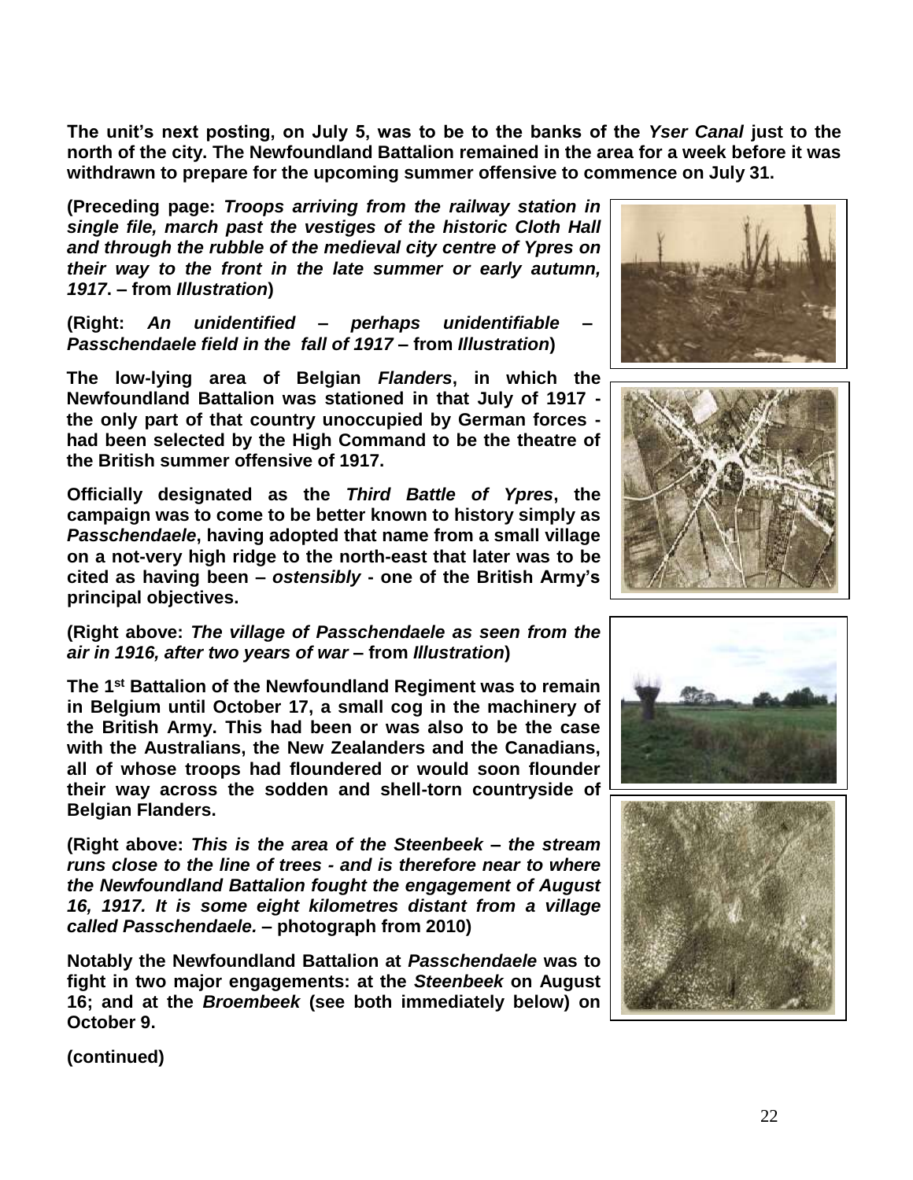**The unit's next posting, on July 5, was to be to the banks of the *Yser Canal* just to the north of the city. The Newfoundland Battalion remained in the area for a week before it was withdrawn to prepare for the upcoming summer offensive to commence on July 31.**

**(Preceding page: *Troops arriving from the railway station in single file, march past the vestiges of the historic Cloth Hall and through the rubble of the medieval city centre of Ypres on their way to the front in the late summer or early autumn, 1917*. – from *Illustration*)**

**(Right: *An unidentified – perhaps unidentifiable – Passchendaele field in the fall of 1917* – from *Illustration*)**

**The low-lying area of Belgian *Flanders*, in which the Newfoundland Battalion was stationed in that July of 1917 - the only part of that country unoccupied by German forces - had been selected by the High Command to be the theatre of the British summer offensive of 1917.**

**Officially designated as the *Third Battle of Ypres*, the campaign was to come to be better known to history simply as *Passchendaele*, having adopted that name from a small village on a not-very high ridge to the north-east that later was to be cited as having been – *ostensibly* - one of the British Army's principal objectives.**

**(Right above: *The village of Passchendaele as seen from the air in 1916, after two years of war* – from *Illustration*)**

**The 1st Battalion of the Newfoundland Regiment was to remain in Belgium until October 17, a small cog in the machinery of the British Army. This had been or was also to be the case with the Australians, the New Zealanders and the Canadians, all of whose troops had floundered or would soon flounder their way across the sodden and shell-torn countryside of Belgian Flanders.**

**(Right above: *This is the area of the Steenbeek – the stream runs close to the line of trees - and is therefore near to where the Newfoundland Battalion fought the engagement of August 16, 1917. It is some eight kilometres distant from a village called Passchendaele.* – photograph from 2010)**

**Notably the Newfoundland Battalion at *Passchendaele* was to fight in two major engagements: at the *Steenbeek* on August 16; and at the *Broembeek* (see both immediately below) on October 9.**

**(continued)**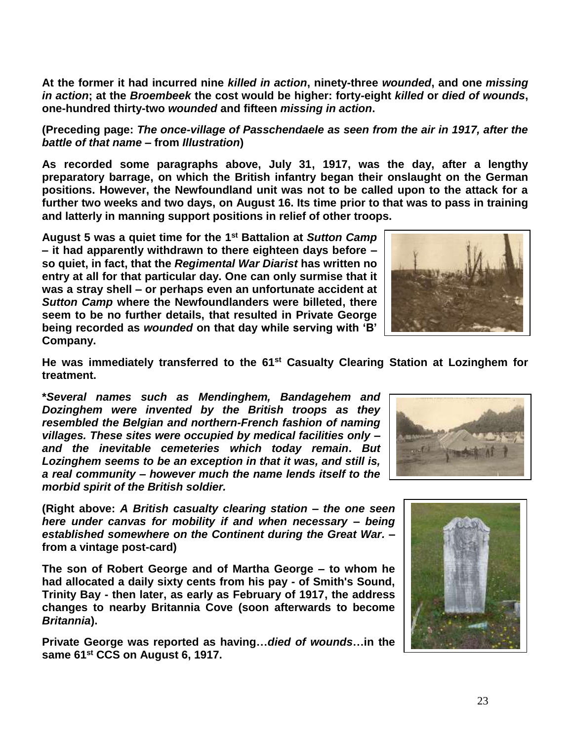**At the former it had incurred nine *killed in action*, ninety-three *wounded*, and one *missing in action*; at the *Broembeek* the cost would be higher: forty-eight *killed* or *died of wounds*, one-hundred thirty-two *wounded* and fifteen *missing in action*.**

**(Preceding page: *The once-village of Passchendaele as seen from the air in 1917, after the battle of that name* – from *Illustration*)**

**As recorded some paragraphs above, July 31, 1917, was the day, after a lengthy preparatory barrage, on which the British infantry began their onslaught on the German positions. However, the Newfoundland unit was not to be called upon to the attack for a further two weeks and two days, on August 16. Its time prior to that was to pass in training and latterly in manning support positions in relief of other troops.**

**August 5 was a quiet time for the 1st Battalion at *Sutton Camp* – it had apparently withdrawn to there eighteen days before – so quiet, in fact, that the *Regimental War Diarist* has written no entry at all for that particular day. One can only surmise that it was a stray shell – or perhaps even an unfortunate accident at *Sutton Camp* where the Newfoundlanders were billeted, there seem to be no further details, that resulted in Private George being recorded as *wounded* on that day while serving with 'B' Company.**

**He was immediately transferred to the 61st Casualty Clearing Station at Lozinghem for treatment.**

***Several names such as Mendinghem, Bandagehem and Dozinghem were invented by the British troops as they resembled the Belgian and northern-French fashion of naming villages. These sites were occupied by medical facilities only – and the inevitable cemeteries which today remain. But Lozinghem seems to be an exception in that it was, and still is, a real community – however much the name lends itself to the morbid spirit of the British soldier.***

**(Right above: *A British casualty clearing station – the one seen here under canvas for mobility if and when necessary – being established somewhere on the Continent during the Great War.* – from a vintage post-card)**

**The son of Robert George and of Martha George – to whom he had allocated a daily sixty cents from his pay - of Smith's Sound, Trinity Bay - then later, as early as February of 1917, the address changes to nearby Britannia Cove (soon afterwards to become *Britannia*).**

**Private George was reported as having…*died of wounds*…in the same 61st CCS on August 6, 1917.**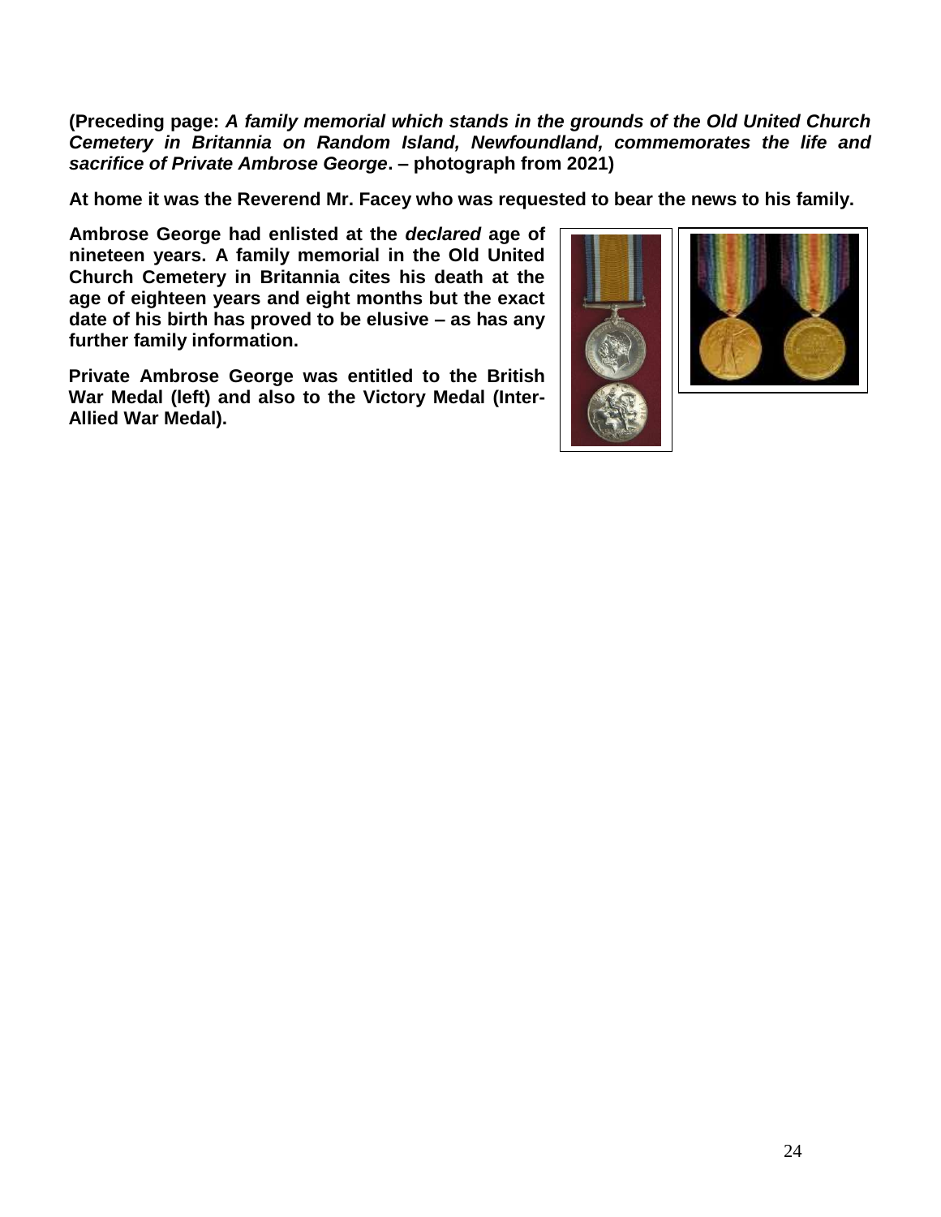**(Preceding page: *A family memorial which stands in the grounds of the Old United Church Cemetery in Britannia on Random Island, Newfoundland, commemorates the life and sacrifice of Private Ambrose George*. – photograph from 2021)**

**At home it was the Reverend Mr. Facey who was requested to bear the news to his family.**

**Ambrose George had enlisted at the *declared* age of nineteen years. A family memorial in the Old United Church Cemetery in Britannia cites his death at the age of eighteen years and eight months but the exact date of his birth has proved to be elusive – as has any further family information.**

**Private Ambrose George was entitled to the British War Medal (left) and also to the Victory Medal (Inter-Allied War Medal).**